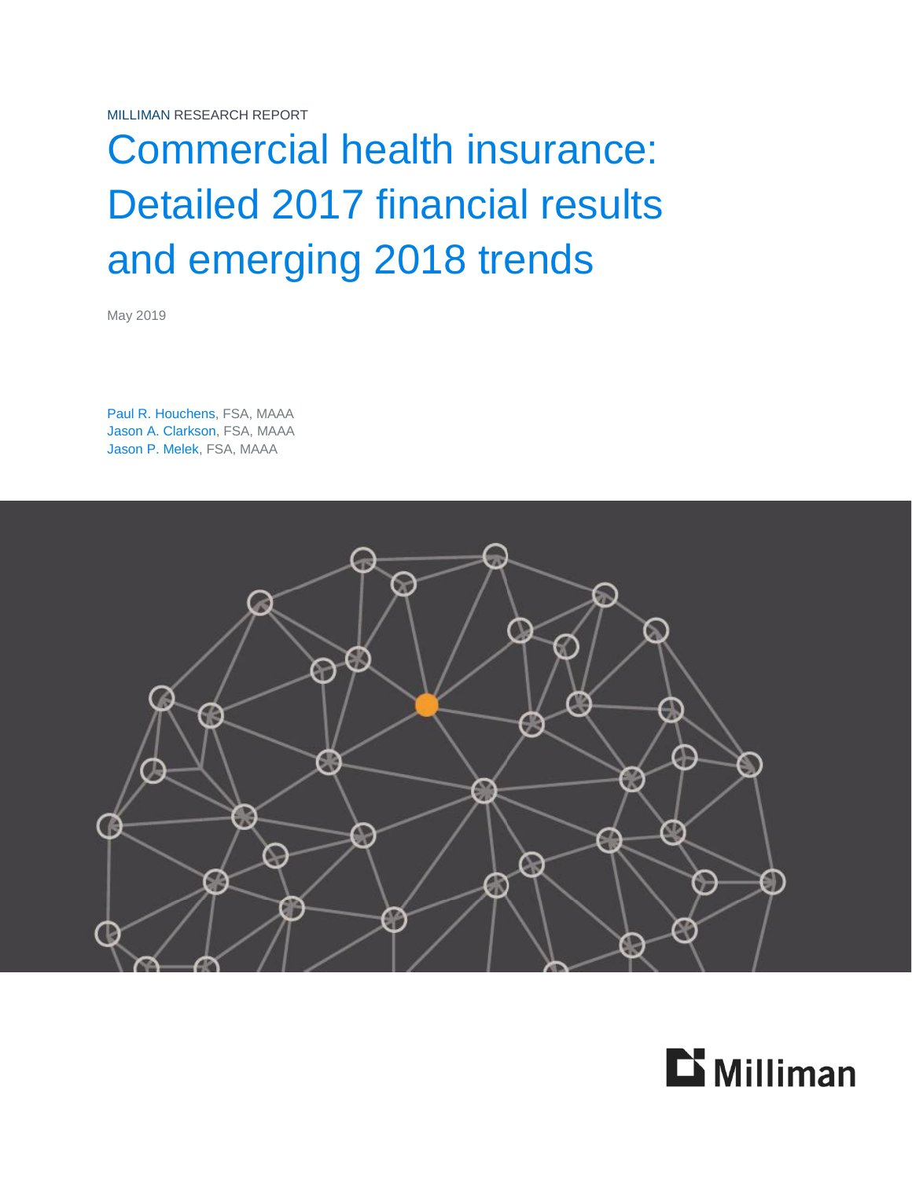MILLIMAN RESEARCH REPORT

# Commercial health insurance: Detailed 2017 financial results and emerging 2018 trends

May 2019

Paul R. Houchens, FSA, MAAA
Jason A. Clarkson, FSA, MAAA
Jason P. Melek, FSA, MAAA

Milliman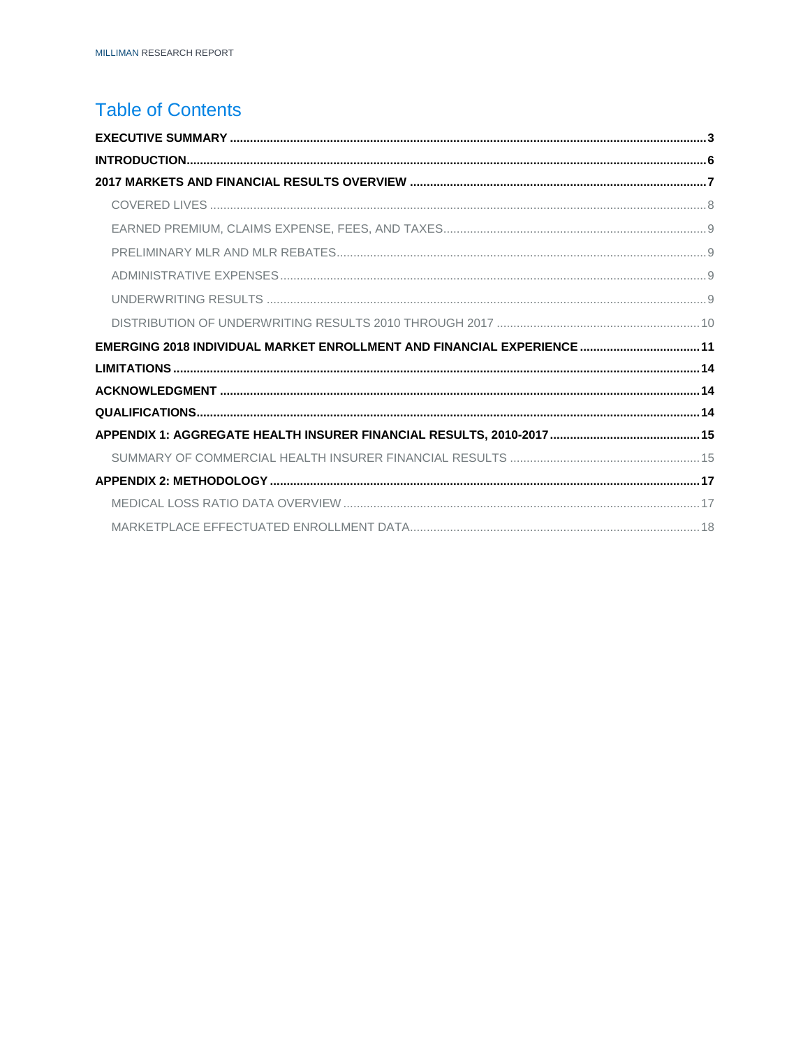# Table of Contents

**EXECUTIVE SUMMARY** ... 3

**INTRODUCTION** ... 6

**2017 MARKETS AND FINANCIAL RESULTS OVERVIEW** ... 7

- COVERED LIVES ... 8
- EARNED PREMIUM, CLAIMS EXPENSE, FEES, AND TAXES ... 9
- PRELIMINARY MLR AND MLR REBATES ... 9
- ADMINISTRATIVE EXPENSES ... 9
- UNDERWRITING RESULTS ... 9
- DISTRIBUTION OF UNDERWRITING RESULTS 2010 THROUGH 2017 ... 10

**EMERGING 2018 INDIVIDUAL MARKET ENROLLMENT AND FINANCIAL EXPERIENCE** ... 11

**LIMITATIONS** ... 14

**ACKNOWLEDGMENT** ... 14

**QUALIFICATIONS** ... 14

**APPENDIX 1: AGGREGATE HEALTH INSURER FINANCIAL RESULTS, 2010-2017** ... 15

- SUMMARY OF COMMERCIAL HEALTH INSURER FINANCIAL RESULTS ... 15

**APPENDIX 2: METHODOLOGY** ... 17

- MEDICAL LOSS RATIO DATA OVERVIEW ... 17
- MARKETPLACE EFFECTUATED ENROLLMENT DATA ... 18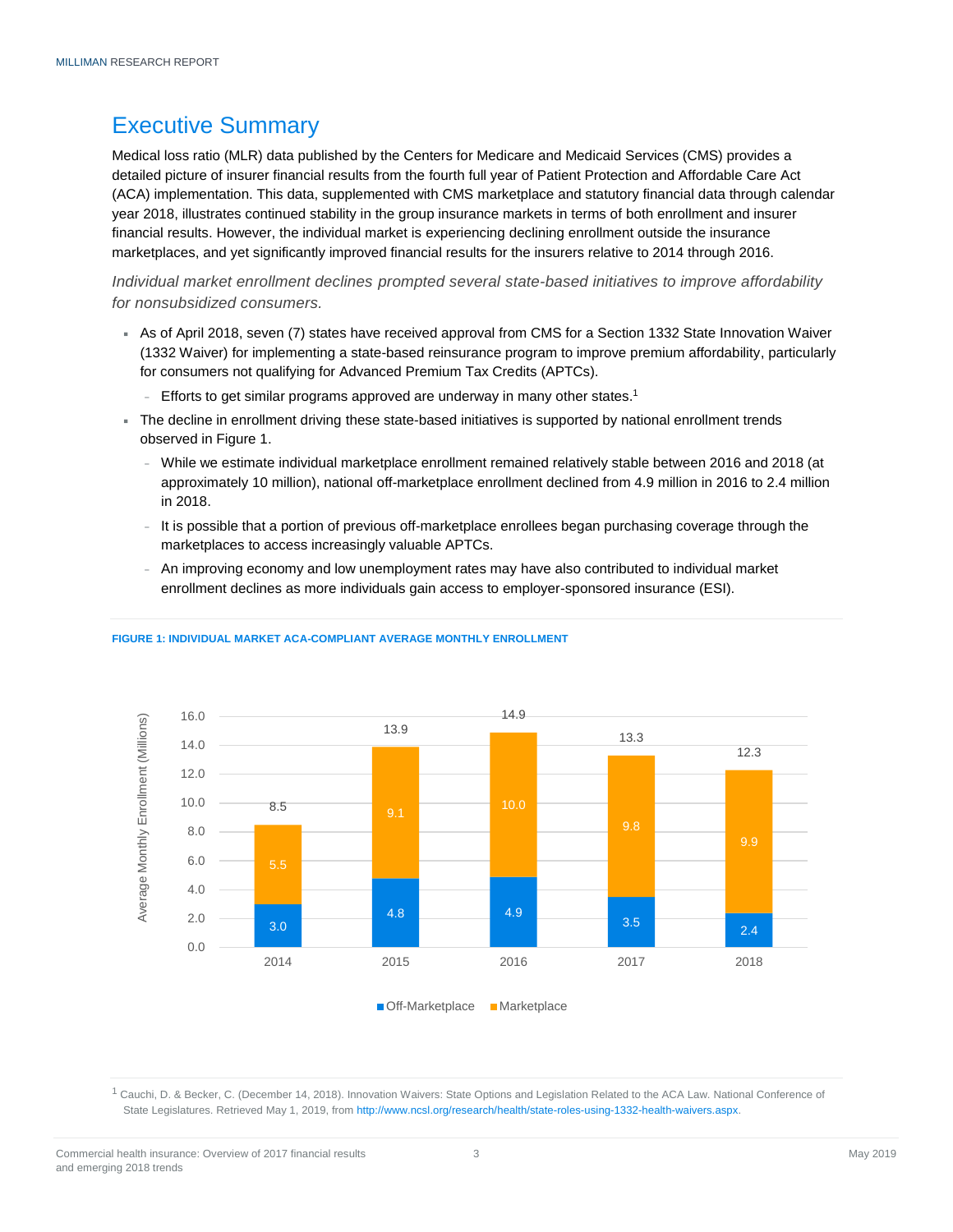# Executive Summary

Medical loss ratio (MLR) data published by the Centers for Medicare and Medicaid Services (CMS) provides a detailed picture of insurer financial results from the fourth full year of Patient Protection and Affordable Care Act (ACA) implementation. This data, supplemented with CMS marketplace and statutory financial data through calendar year 2018, illustrates continued stability in the group insurance markets in terms of both enrollment and insurer financial results. However, the individual market is experiencing declining enrollment outside the insurance marketplaces, and yet significantly improved financial results for the insurers relative to 2014 through 2016.

*Individual market enrollment declines prompted several state-based initiatives to improve affordability for nonsubsidized consumers.*

- As of April 2018, seven (7) states have received approval from CMS for a Section 1332 State Innovation Waiver (1332 Waiver) for implementing a state-based reinsurance program to improve premium affordability, particularly for consumers not qualifying for Advanced Premium Tax Credits (APTCs).
  - Efforts to get similar programs approved are underway in many other states.[1]
- The decline in enrollment driving these state-based initiatives is supported by national enrollment trends observed in Figure 1.
  - While we estimate individual marketplace enrollment remained relatively stable between 2016 and 2018 (at approximately 10 million), national off-marketplace enrollment declined from 4.9 million in 2016 to 2.4 million in 2018.
  - It is possible that a portion of previous off-marketplace enrollees began purchasing coverage through the marketplaces to access increasingly valuable APTCs.
  - An improving economy and low unemployment rates may have also contributed to individual market enrollment declines as more individuals gain access to employer-sponsored insurance (ESI).

**FIGURE 1: INDIVIDUAL MARKET ACA-COMPLIANT AVERAGE MONTHLY ENROLLMENT**

Average Monthly Enrollment (Millions)

| Year | Off-Marketplace | Marketplace | Total |
|---|---|---|---|
| 2014 | 3.0 | 5.5 | 8.5 |
| 2015 | 4.8 | 9.1 | 13.9 |
| 2016 | 4.9 | 10.0 | 14.9 |
| 2017 | 3.5 | 9.8 | 13.3 |
| 2018 | 2.4 | 9.9 | 12.3 |

[1] Cauchi, D. & Becker, C. (December 14, 2018). Innovation Waivers: State Options and Legislation Related to the ACA Law. National Conference of State Legislatures. Retrieved May 1, 2019, from http://www.ncsl.org/research/health/state-roles-using-1332-health-waivers.aspx.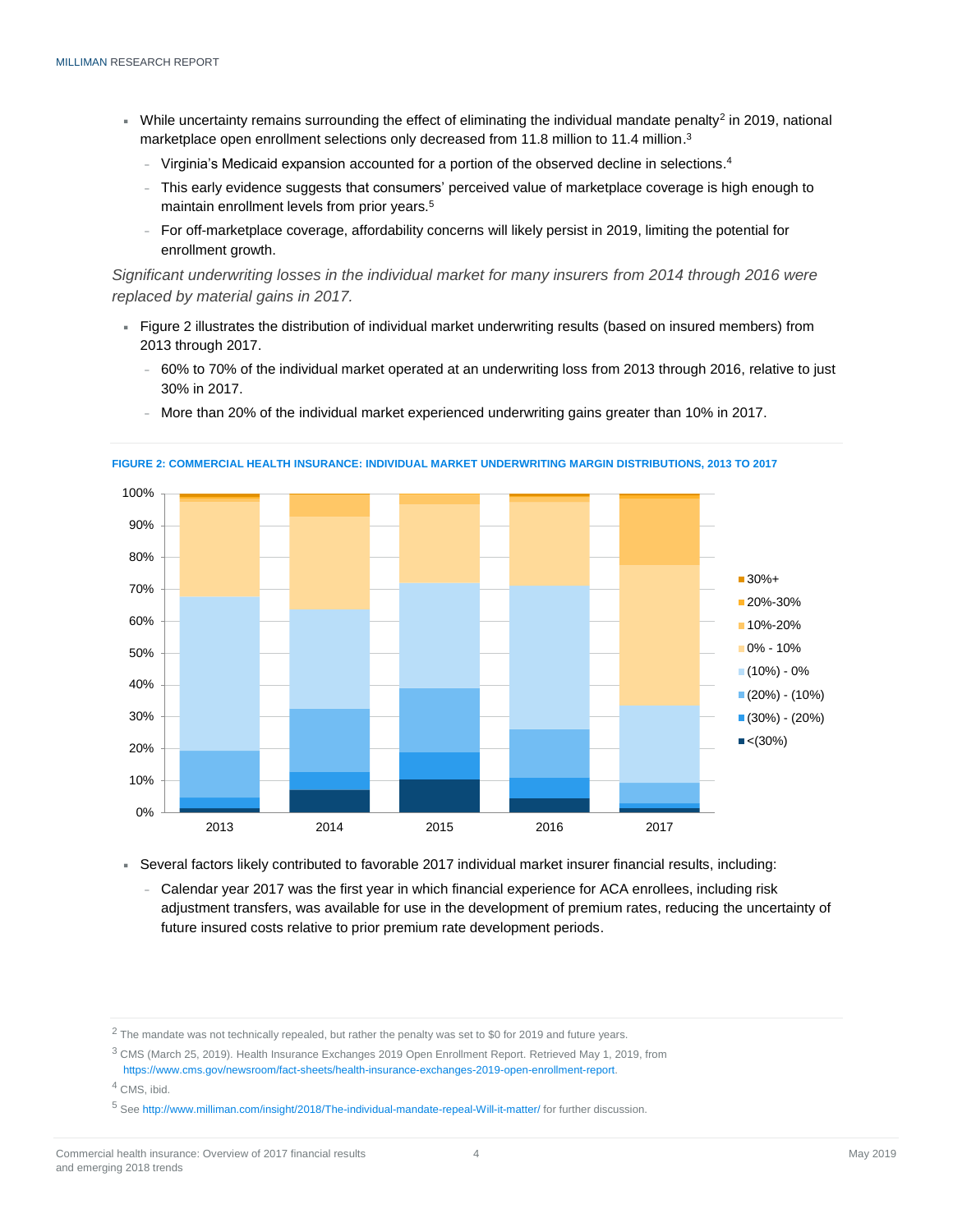- While uncertainty remains surrounding the effect of eliminating the individual mandate penalty[2] in 2019, national marketplace open enrollment selections only decreased from 11.8 million to 11.4 million.[3]
  - Virginia's Medicaid expansion accounted for a portion of the observed decline in selections.[4]
  - This early evidence suggests that consumers' perceived value of marketplace coverage is high enough to maintain enrollment levels from prior years.[5]
  - For off-marketplace coverage, affordability concerns will likely persist in 2019, limiting the potential for enrollment growth.

*Significant underwriting losses in the individual market for many insurers from 2014 through 2016 were replaced by material gains in 2017.*

- Figure 2 illustrates the distribution of individual market underwriting results (based on insured members) from 2013 through 2017.
  - 60% to 70% of the individual market operated at an underwriting loss from 2013 through 2016, relative to just 30% in 2017.
  - More than 20% of the individual market experienced underwriting gains greater than 10% in 2017.

**FIGURE 2: COMMERCIAL HEALTH INSURANCE: INDIVIDUAL MARKET UNDERWRITING MARGIN DISTRIBUTIONS, 2013 TO 2017**

- Several factors likely contributed to favorable 2017 individual market insurer financial results, including:
  - Calendar year 2017 was the first year in which financial experience for ACA enrollees, including risk adjustment transfers, was available for use in the development of premium rates, reducing the uncertainty of future insured costs relative to prior premium rate development periods.

---

[2] The mandate was not technically repealed, but rather the penalty was set to $0 for 2019 and future years.

[3] CMS (March 25, 2019). Health Insurance Exchanges 2019 Open Enrollment Report. Retrieved May 1, 2019, from https://www.cms.gov/newsroom/fact-sheets/health-insurance-exchanges-2019-open-enrollment-report.

[4] CMS, ibid.

[5] See http://www.milliman.com/insight/2018/The-individual-mandate-repeal-Will-it-matter/ for further discussion.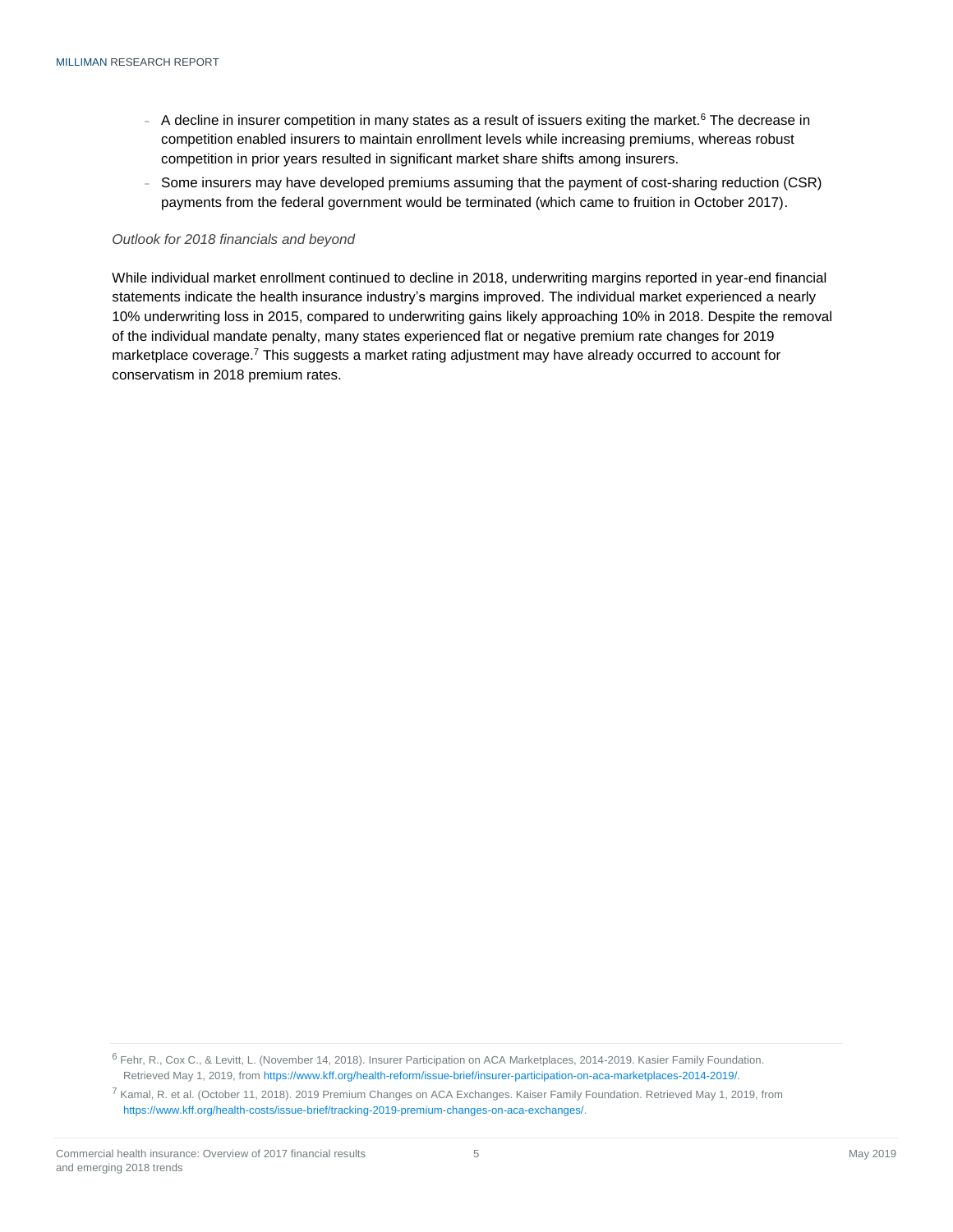- A decline in insurer competition in many states as a result of issuers exiting the market.[6] The decrease in competition enabled insurers to maintain enrollment levels while increasing premiums, whereas robust competition in prior years resulted in significant market share shifts among insurers.
- Some insurers may have developed premiums assuming that the payment of cost-sharing reduction (CSR) payments from the federal government would be terminated (which came to fruition in October 2017).

*Outlook for 2018 financials and beyond*

While individual market enrollment continued to decline in 2018, underwriting margins reported in year-end financial statements indicate the health insurance industry's margins improved. The individual market experienced a nearly 10% underwriting loss in 2015, compared to underwriting gains likely approaching 10% in 2018. Despite the removal of the individual mandate penalty, many states experienced flat or negative premium rate changes for 2019 marketplace coverage.[7] This suggests a market rating adjustment may have already occurred to account for conservatism in 2018 premium rates.

---

[6] Fehr, R., Cox C., & Levitt, L. (November 14, 2018). Insurer Participation on ACA Marketplaces, 2014-2019. Kasier Family Foundation. Retrieved May 1, 2019, from https://www.kff.org/health-reform/issue-brief/insurer-participation-on-aca-marketplaces-2014-2019/.

[7] Kamal, R. et al. (October 11, 2018). 2019 Premium Changes on ACA Exchanges. Kaiser Family Foundation. Retrieved May 1, 2019, from https://www.kff.org/health-costs/issue-brief/tracking-2019-premium-changes-on-aca-exchanges/.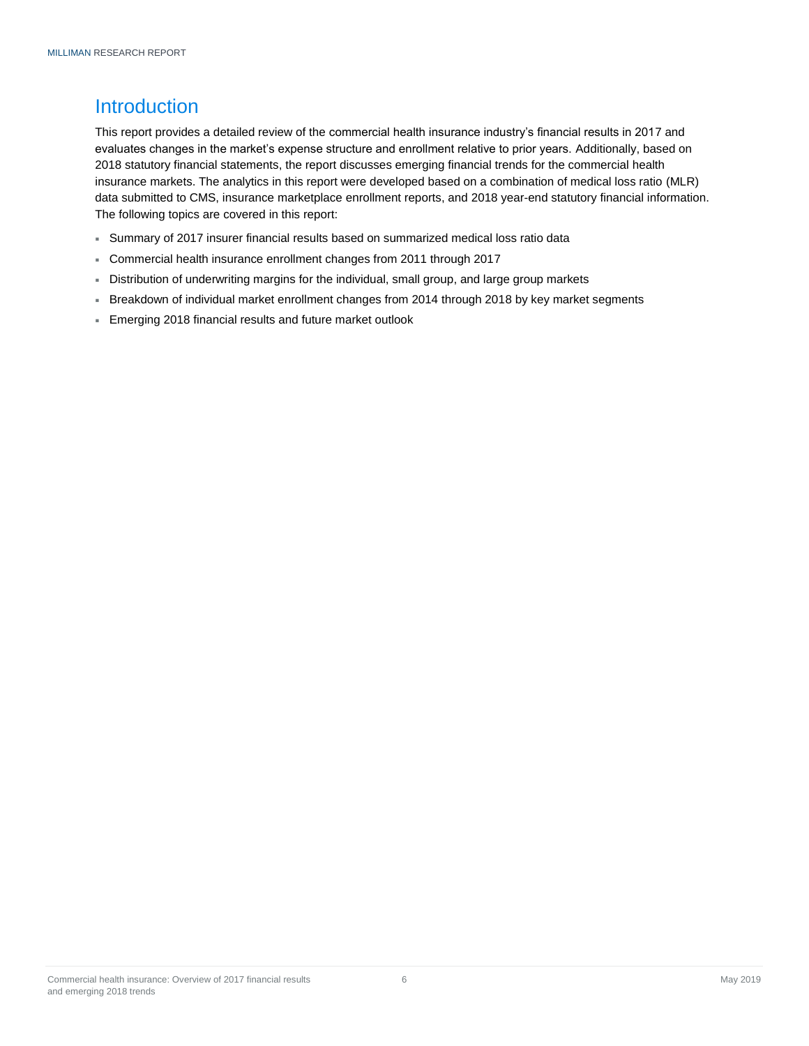# Introduction

This report provides a detailed review of the commercial health insurance industry's financial results in 2017 and evaluates changes in the market's expense structure and enrollment relative to prior years. Additionally, based on 2018 statutory financial statements, the report discusses emerging financial trends for the commercial health insurance markets. The analytics in this report were developed based on a combination of medical loss ratio (MLR) data submitted to CMS, insurance marketplace enrollment reports, and 2018 year-end statutory financial information. The following topics are covered in this report:

- Summary of 2017 insurer financial results based on summarized medical loss ratio data
- Commercial health insurance enrollment changes from 2011 through 2017
- Distribution of underwriting margins for the individual, small group, and large group markets
- Breakdown of individual market enrollment changes from 2014 through 2018 by key market segments
- Emerging 2018 financial results and future market outlook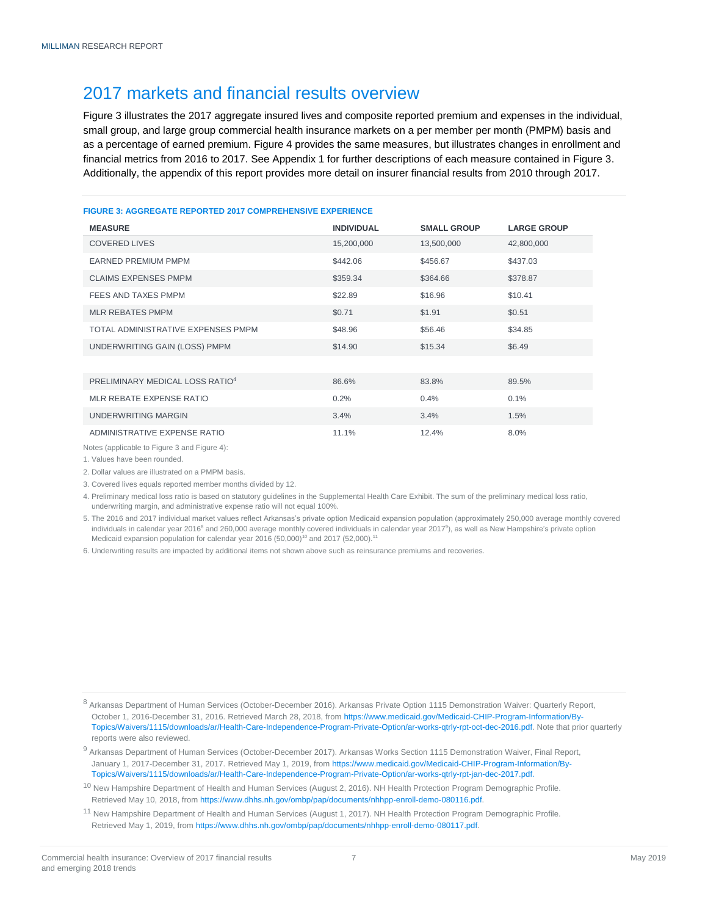## 2017 markets and financial results overview

Figure 3 illustrates the 2017 aggregate insured lives and composite reported premium and expenses in the individual, small group, and large group commercial health insurance markets on a per member per month (PMPM) basis and as a percentage of earned premium. Figure 4 provides the same measures, but illustrates changes in enrollment and financial metrics from 2016 to 2017. See Appendix 1 for further descriptions of each measure contained in Figure 3. Additionally, the appendix of this report provides more detail on insurer financial results from 2010 through 2017.

**FIGURE 3: AGGREGATE REPORTED 2017 COMPREHENSIVE EXPERIENCE**

| MEASURE | INDIVIDUAL | SMALL GROUP | LARGE GROUP |
|---|---|---|---|
| COVERED LIVES | 15,200,000 | 13,500,000 | 42,800,000 |
| EARNED PREMIUM PMPM | $442.06 | $456.67 | $437.03 |
| CLAIMS EXPENSES PMPM | $359.34 | $364.66 | $378.87 |
| FEES AND TAXES PMPM | $22.89 | $16.96 | $10.41 |
| MLR REBATES PMPM | $0.71 | $1.91 | $0.51 |
| TOTAL ADMINISTRATIVE EXPENSES PMPM | $48.96 | $56.46 | $34.85 |
| UNDERWRITING GAIN (LOSS) PMPM | $14.90 | $15.34 | $6.49 |
| | | | |
| PRELIMINARY MEDICAL LOSS RATIO[4] | 86.6% | 83.8% | 89.5% |
| MLR REBATE EXPENSE RATIO | 0.2% | 0.4% | 0.1% |
| UNDERWRITING MARGIN | 3.4% | 3.4% | 1.5% |
| ADMINISTRATIVE EXPENSE RATIO | 11.1% | 12.4% | 8.0% |

Notes (applicable to Figure 3 and Figure 4):

1. Values have been rounded.
2. Dollar values are illustrated on a PMPM basis.
3. Covered lives equals reported member months divided by 12.
4. Preliminary medical loss ratio is based on statutory guidelines in the Supplemental Health Care Exhibit. The sum of the preliminary medical loss ratio, underwriting margin, and administrative expense ratio will not equal 100%.
5. The 2016 and 2017 individual market values reflect Arkansas's private option Medicaid expansion population (approximately 250,000 average monthly covered individuals in calendar year 2016[8] and 260,000 average monthly covered individuals in calendar year 2017[9]), as well as New Hampshire's private option Medicaid expansion population for calendar year 2016 (50,000)[10] and 2017 (52,000).[11]
6. Underwriting results are impacted by additional items not shown above such as reinsurance premiums and recoveries.

---

[8] Arkansas Department of Human Services (October-December 2016). Arkansas Private Option 1115 Demonstration Waiver: Quarterly Report, October 1, 2016-December 31, 2016. Retrieved March 28, 2018, from https://www.medicaid.gov/Medicaid-CHIP-Program-Information/By-Topics/Waivers/1115/downloads/ar/Health-Care-Independence-Program-Private-Option/ar-works-qtrly-rpt-oct-dec-2016.pdf. Note that prior quarterly reports were also reviewed.

[9] Arkansas Department of Human Services (October-December 2017). Arkansas Works Section 1115 Demonstration Waiver, Final Report, January 1, 2017-December 31, 2017. Retrieved May 1, 2019, from https://www.medicaid.gov/Medicaid-CHIP-Program-Information/By-Topics/Waivers/1115/downloads/ar/Health-Care-Independence-Program-Private-Option/ar-works-qtrly-rpt-jan-dec-2017.pdf.

[10] New Hampshire Department of Health and Human Services (August 2, 2016). NH Health Protection Program Demographic Profile. Retrieved May 10, 2018, from https://www.dhhs.nh.gov/ombp/pap/documents/nhhpp-enroll-demo-080116.pdf.

[11] New Hampshire Department of Health and Human Services (August 1, 2017). NH Health Protection Program Demographic Profile. Retrieved May 1, 2019, from https://www.dhhs.nh.gov/ombp/pap/documents/nhhpp-enroll-demo-080117.pdf.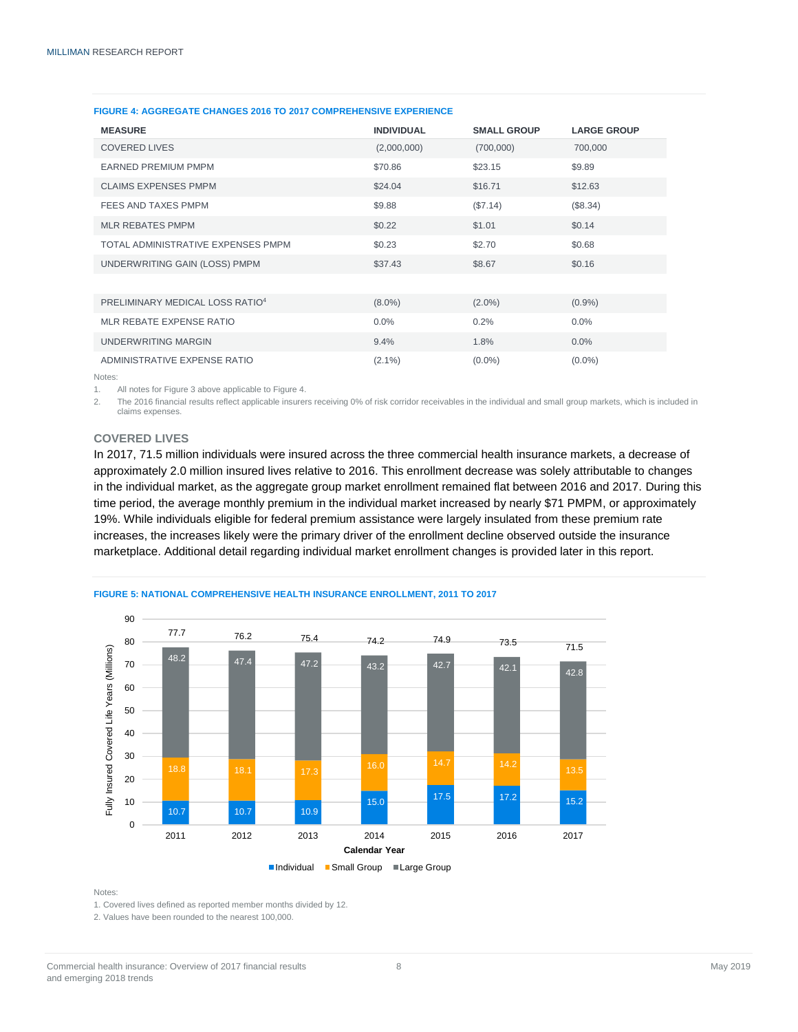**FIGURE 4: AGGREGATE CHANGES 2016 TO 2017 COMPREHENSIVE EXPERIENCE**

| MEASURE | INDIVIDUAL | SMALL GROUP | LARGE GROUP |
|---|---|---|---|
| COVERED LIVES | (2,000,000) | (700,000) | 700,000 |
| EARNED PREMIUM PMPM | $70.86 | $23.15 | $9.89 |
| CLAIMS EXPENSES PMPM | $24.04 | $16.71 | $12.63 |
| FEES AND TAXES PMPM | $9.88 | ($7.14) | ($8.34) |
| MLR REBATES PMPM | $0.22 | $1.01 | $0.14 |
| TOTAL ADMINISTRATIVE EXPENSES PMPM | $0.23 | $2.70 | $0.68 |
| UNDERWRITING GAIN (LOSS) PMPM | $37.43 | $8.67 | $0.16 |
| | | | |
| PRELIMINARY MEDICAL LOSS RATIO[4] | (8.0%) | (2.0%) | (0.9%) |
| MLR REBATE EXPENSE RATIO | 0.0% | 0.2% | 0.0% |
| UNDERWRITING MARGIN | 9.4% | 1.8% | 0.0% |
| ADMINISTRATIVE EXPENSE RATIO | (2.1%) | (0.0%) | (0.0%) |

Notes:

1. All notes for Figure 3 above applicable to Figure 4.
2. The 2016 financial results reflect applicable insurers receiving 0% of risk corridor receivables in the individual and small group markets, which is included in claims expenses.

## COVERED LIVES

In 2017, 71.5 million individuals were insured across the three commercial health insurance markets, a decrease of approximately 2.0 million insured lives relative to 2016. This enrollment decrease was solely attributable to changes in the individual market, as the aggregate group market enrollment remained flat between 2016 and 2017. During this time period, the average monthly premium in the individual market increased by nearly $71 PMPM, or approximately 19%. While individuals eligible for federal premium assistance were largely insulated from these premium rate increases, the increases likely were the primary driver of the enrollment decline observed outside the insurance marketplace. Additional detail regarding individual market enrollment changes is provided later in this report.

**FIGURE 5: NATIONAL COMPREHENSIVE HEALTH INSURANCE ENROLLMENT, 2011 TO 2017**

Fully Insured Covered Life Years (Millions)

| Calendar Year | Individual | Small Group | Large Group | Total |
|---|---|---|---|---|
| 2011 | 10.7 | 18.8 | 48.2 | 77.7 |
| 2012 | 10.7 | 18.1 | 47.4 | 76.2 |
| 2013 | 10.9 | 17.3 | 47.2 | 75.4 |
| 2014 | 15.0 | 16.0 | 43.2 | 74.2 |
| 2015 | 17.5 | 14.7 | 42.7 | 74.9 |
| 2016 | 17.2 | 14.2 | 42.1 | 73.5 |
| 2017 | 15.2 | 13.5 | 42.8 | 71.5 |

Notes:

1. Covered lives defined as reported member months divided by 12.
2. Values have been rounded to the nearest 100,000.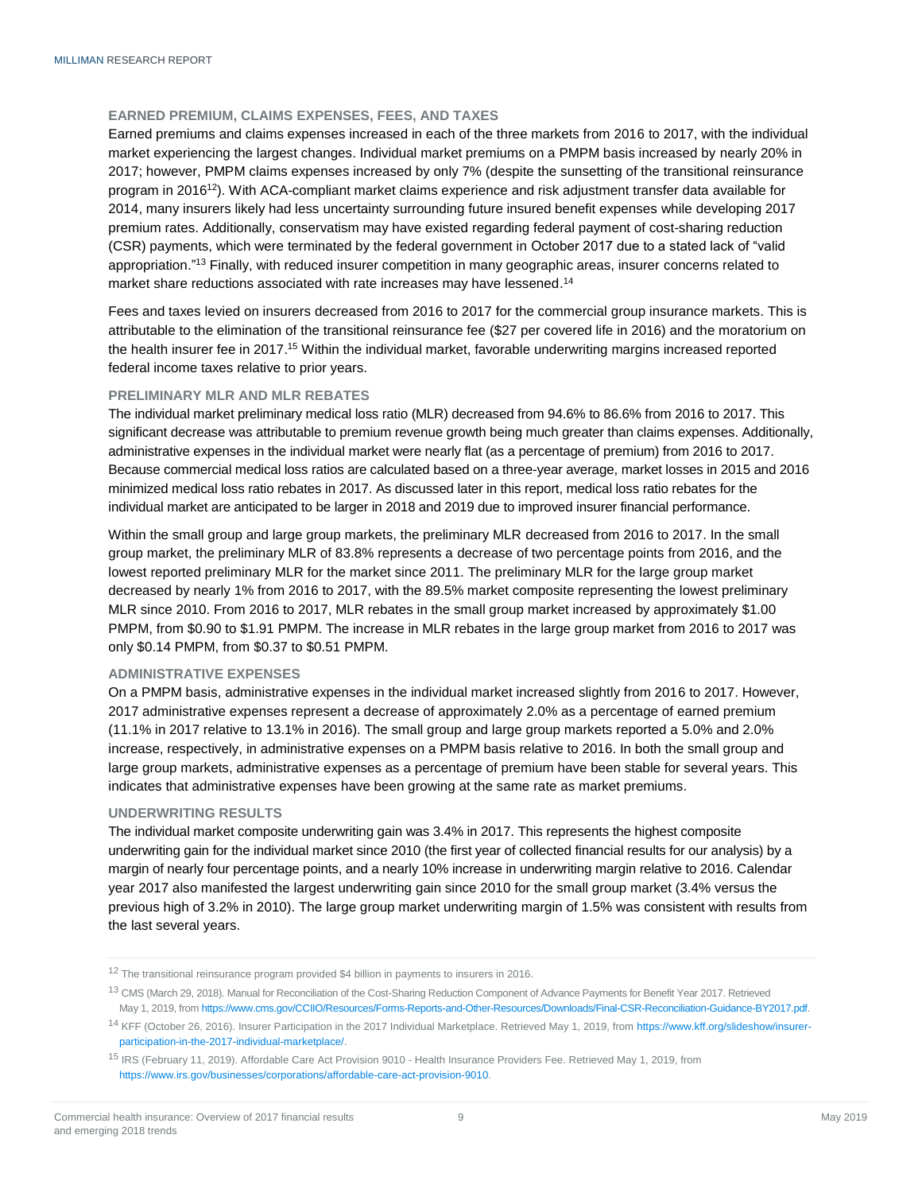### EARNED PREMIUM, CLAIMS EXPENSES, FEES, AND TAXES

Earned premiums and claims expenses increased in each of the three markets from 2016 to 2017, with the individual market experiencing the largest changes. Individual market premiums on a PMPM basis increased by nearly 20% in 2017; however, PMPM claims expenses increased by only 7% (despite the sunsetting of the transitional reinsurance program in 2016[12]). With ACA-compliant market claims experience and risk adjustment transfer data available for 2014, many insurers likely had less uncertainty surrounding future insured benefit expenses while developing 2017 premium rates. Additionally, conservatism may have existed regarding federal payment of cost-sharing reduction (CSR) payments, which were terminated by the federal government in October 2017 due to a stated lack of "valid appropriation."[13] Finally, with reduced insurer competition in many geographic areas, insurer concerns related to market share reductions associated with rate increases may have lessened.[14]

Fees and taxes levied on insurers decreased from 2016 to 2017 for the commercial group insurance markets. This is attributable to the elimination of the transitional reinsurance fee ($27 per covered life in 2016) and the moratorium on the health insurer fee in 2017.[15] Within the individual market, favorable underwriting margins increased reported federal income taxes relative to prior years.

### PRELIMINARY MLR AND MLR REBATES

The individual market preliminary medical loss ratio (MLR) decreased from 94.6% to 86.6% from 2016 to 2017. This significant decrease was attributable to premium revenue growth being much greater than claims expenses. Additionally, administrative expenses in the individual market were nearly flat (as a percentage of premium) from 2016 to 2017. Because commercial medical loss ratios are calculated based on a three-year average, market losses in 2015 and 2016 minimized medical loss ratio rebates in 2017. As discussed later in this report, medical loss ratio rebates for the individual market are anticipated to be larger in 2018 and 2019 due to improved insurer financial performance.

Within the small group and large group markets, the preliminary MLR decreased from 2016 to 2017. In the small group market, the preliminary MLR of 83.8% represents a decrease of two percentage points from 2016, and the lowest reported preliminary MLR for the market since 2011. The preliminary MLR for the large group market decreased by nearly 1% from 2016 to 2017, with the 89.5% market composite representing the lowest preliminary MLR since 2010. From 2016 to 2017, MLR rebates in the small group market increased by approximately $1.00 PMPM, from $0.90 to $1.91 PMPM. The increase in MLR rebates in the large group market from 2016 to 2017 was only $0.14 PMPM, from $0.37 to $0.51 PMPM.

### ADMINISTRATIVE EXPENSES

On a PMPM basis, administrative expenses in the individual market increased slightly from 2016 to 2017. However, 2017 administrative expenses represent a decrease of approximately 2.0% as a percentage of earned premium (11.1% in 2017 relative to 13.1% in 2016). The small group and large group markets reported a 5.0% and 2.0% increase, respectively, in administrative expenses on a PMPM basis relative to 2016. In both the small group and large group markets, administrative expenses as a percentage of premium have been stable for several years. This indicates that administrative expenses have been growing at the same rate as market premiums.

### UNDERWRITING RESULTS

The individual market composite underwriting gain was 3.4% in 2017. This represents the highest composite underwriting gain for the individual market since 2010 (the first year of collected financial results for our analysis) by a margin of nearly four percentage points, and a nearly 10% increase in underwriting margin relative to 2016. Calendar year 2017 also manifested the largest underwriting gain since 2010 for the small group market (3.4% versus the previous high of 3.2% in 2010). The large group market underwriting margin of 1.5% was consistent with results from the last several years.

---

[12] The transitional reinsurance program provided $4 billion in payments to insurers in 2016.

[13] CMS (March 29, 2018). Manual for Reconciliation of the Cost-Sharing Reduction Component of Advance Payments for Benefit Year 2017. Retrieved May 1, 2019, from https://www.cms.gov/CCIIO/Resources/Forms-Reports-and-Other-Resources/Downloads/Final-CSR-Reconciliation-Guidance-BY2017.pdf.

[14] KFF (October 26, 2016). Insurer Participation in the 2017 Individual Marketplace. Retrieved May 1, 2019, from https://www.kff.org/slideshow/insurer-participation-in-the-2017-individual-marketplace/.

[15] IRS (February 11, 2019). Affordable Care Act Provision 9010 - Health Insurance Providers Fee. Retrieved May 1, 2019, from https://www.irs.gov/businesses/corporations/affordable-care-act-provision-9010.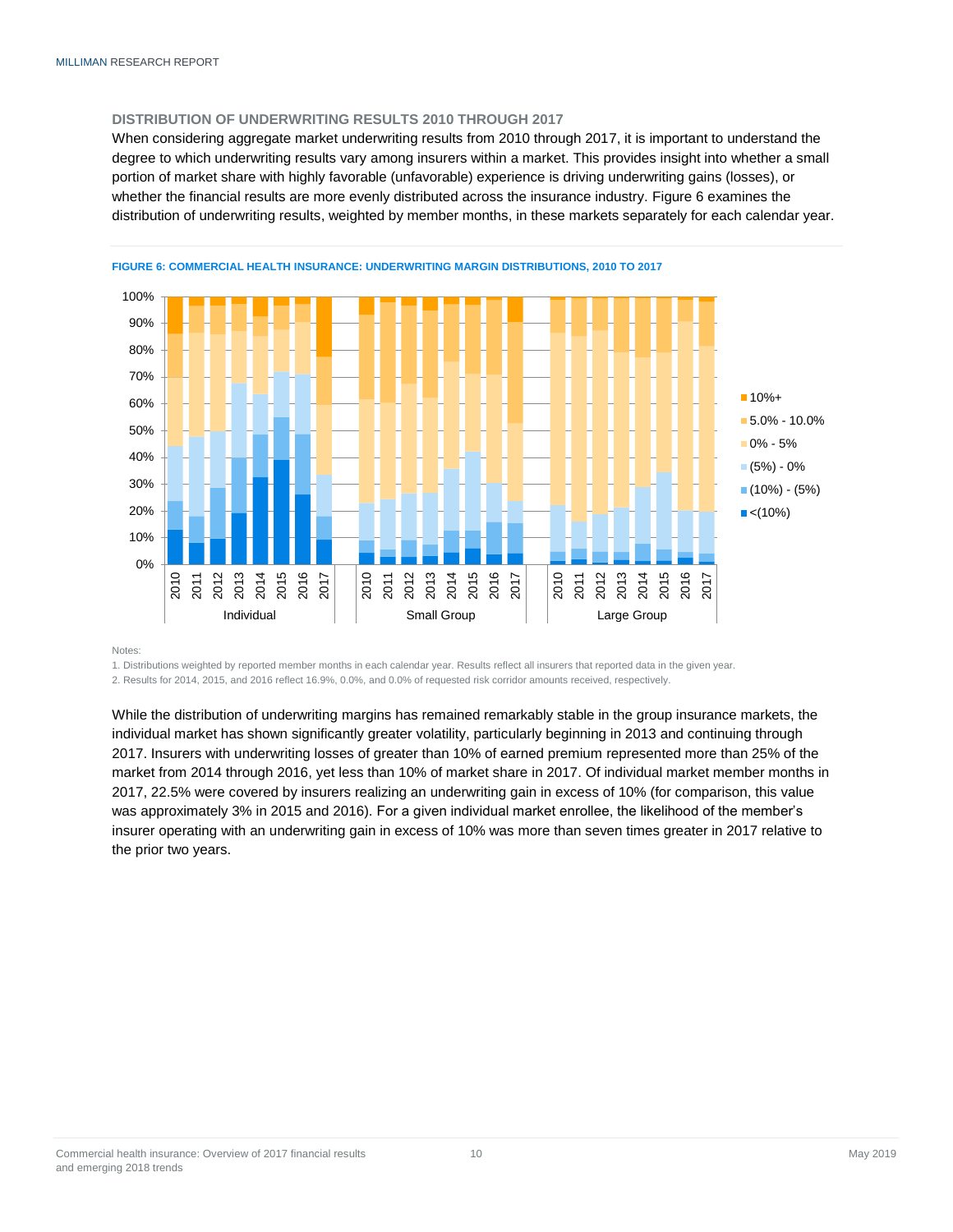### DISTRIBUTION OF UNDERWRITING RESULTS 2010 THROUGH 2017

When considering aggregate market underwriting results from 2010 through 2017, it is important to understand the degree to which underwriting results vary among insurers within a market. This provides insight into whether a small portion of market share with highly favorable (unfavorable) experience is driving underwriting gains (losses), or whether the financial results are more evenly distributed across the insurance industry. Figure 6 examines the distribution of underwriting results, weighted by member months, in these markets separately for each calendar year.

**FIGURE 6: COMMERCIAL HEALTH INSURANCE: UNDERWRITING MARGIN DISTRIBUTIONS, 2010 TO 2017**

Notes:

1. Distributions weighted by reported member months in each calendar year. Results reflect all insurers that reported data in the given year.
2. Results for 2014, 2015, and 2016 reflect 16.9%, 0.0%, and 0.0% of requested risk corridor amounts received, respectively.

While the distribution of underwriting margins has remained remarkably stable in the group insurance markets, the individual market has shown significantly greater volatility, particularly beginning in 2013 and continuing through 2017. Insurers with underwriting losses of greater than 10% of earned premium represented more than 25% of the market from 2014 through 2016, yet less than 10% of market share in 2017. Of individual market member months in 2017, 22.5% were covered by insurers realizing an underwriting gain in excess of 10% (for comparison, this value was approximately 3% in 2015 and 2016). For a given individual market enrollee, the likelihood of the member's insurer operating with an underwriting gain in excess of 10% was more than seven times greater in 2017 relative to the prior two years.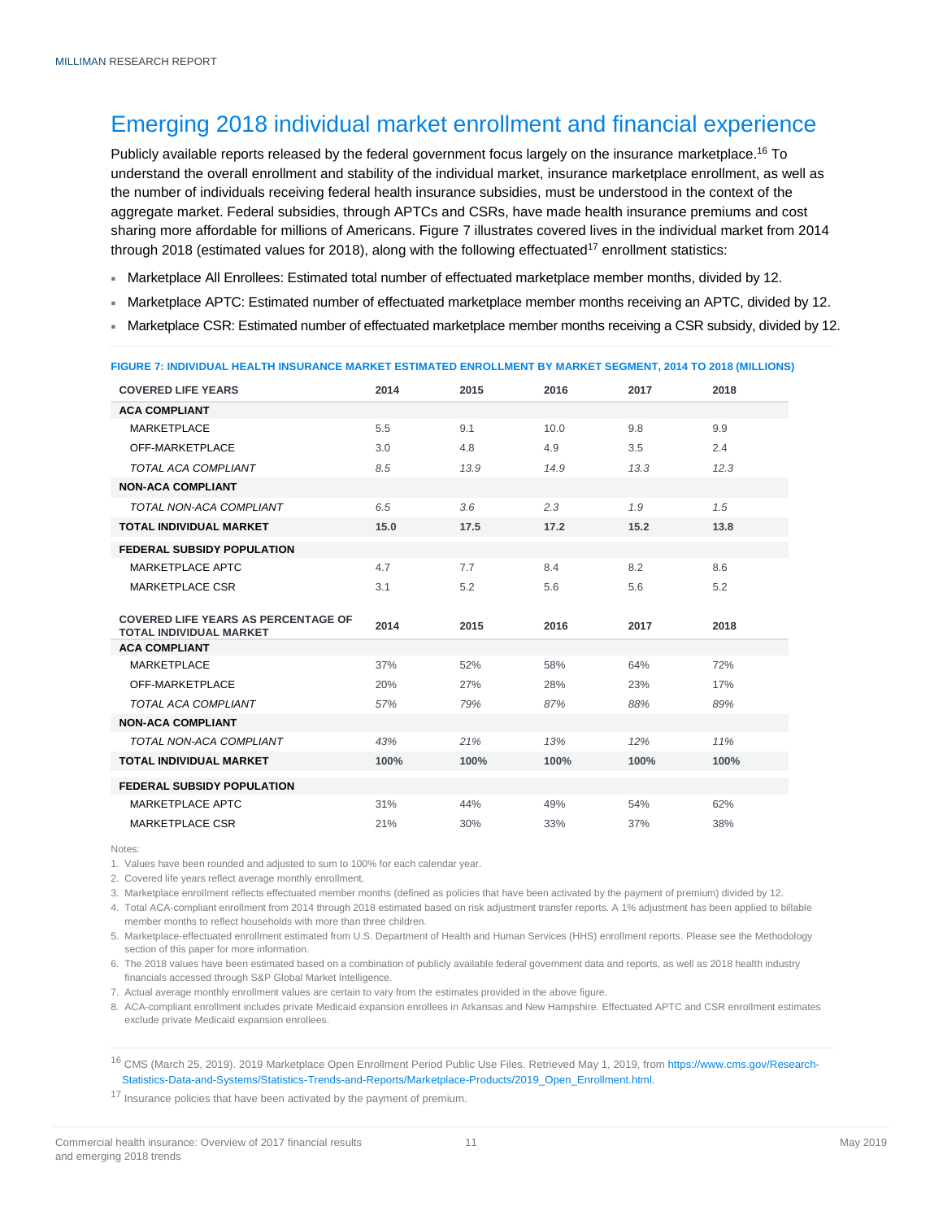## Emerging 2018 individual market enrollment and financial experience

Publicly available reports released by the federal government focus largely on the insurance marketplace.[16] To understand the overall enrollment and stability of the individual market, insurance marketplace enrollment, as well as the number of individuals receiving federal health insurance subsidies, must be understood in the context of the aggregate market. Federal subsidies, through APTCs and CSRs, have made health insurance premiums and cost sharing more affordable for millions of Americans. Figure 7 illustrates covered lives in the individual market from 2014 through 2018 (estimated values for 2018), along with the following effectuated[17] enrollment statistics:

- Marketplace All Enrollees: Estimated total number of effectuated marketplace member months, divided by 12.
- Marketplace APTC: Estimated number of effectuated marketplace member months receiving an APTC, divided by 12.
- Marketplace CSR: Estimated number of effectuated marketplace member months receiving a CSR subsidy, divided by 12.

**FIGURE 7: INDIVIDUAL HEALTH INSURANCE MARKET ESTIMATED ENROLLMENT BY MARKET SEGMENT, 2014 TO 2018 (MILLIONS)**

| COVERED LIFE YEARS | 2014 | 2015 | 2016 | 2017 | 2018 |
|---|---|---|---|---|---|
| **ACA COMPLIANT** | | | | | |
| MARKETPLACE | 5.5 | 9.1 | 10.0 | 9.8 | 9.9 |
| OFF-MARKETPLACE | 3.0 | 4.8 | 4.9 | 3.5 | 2.4 |
| *TOTAL ACA COMPLIANT* | *8.5* | *13.9* | *14.9* | *13.3* | *12.3* |
| **NON-ACA COMPLIANT** | | | | | |
| *TOTAL NON-ACA COMPLIANT* | *6.5* | *3.6* | *2.3* | *1.9* | *1.5* |
| **TOTAL INDIVIDUAL MARKET** | **15.0** | **17.5** | **17.2** | **15.2** | **13.8** |
| **FEDERAL SUBSIDY POPULATION** | | | | | |
| MARKETPLACE APTC | 4.7 | 7.7 | 8.4 | 8.2 | 8.6 |
| MARKETPLACE CSR | 3.1 | 5.2 | 5.6 | 5.6 | 5.2 |

| COVERED LIFE YEARS AS PERCENTAGE OF TOTAL INDIVIDUAL MARKET | 2014 | 2015 | 2016 | 2017 | 2018 |
|---|---|---|---|---|---|
| **ACA COMPLIANT** | | | | | |
| MARKETPLACE | 37% | 52% | 58% | 64% | 72% |
| OFF-MARKETPLACE | 20% | 27% | 28% | 23% | 17% |
| *TOTAL ACA COMPLIANT* | *57%* | *79%* | *87%* | *88%* | *89%* |
| **NON-ACA COMPLIANT** | | | | | |
| *TOTAL NON-ACA COMPLIANT* | *43%* | *21%* | *13%* | *12%* | *11%* |
| **TOTAL INDIVIDUAL MARKET** | **100%** | **100%** | **100%** | **100%** | **100%** |
| **FEDERAL SUBSIDY POPULATION** | | | | | |
| MARKETPLACE APTC | 31% | 44% | 49% | 54% | 62% |
| MARKETPLACE CSR | 21% | 30% | 33% | 37% | 38% |

Notes:

1. Values have been rounded and adjusted to sum to 100% for each calendar year.
2. Covered life years reflect average monthly enrollment.
3. Marketplace enrollment reflects effectuated member months (defined as policies that have been activated by the payment of premium) divided by 12.
4. Total ACA-compliant enrollment from 2014 through 2018 estimated based on risk adjustment transfer reports. A 1% adjustment has been applied to billable member months to reflect households with more than three children.
5. Marketplace-effectuated enrollment estimated from U.S. Department of Health and Human Services (HHS) enrollment reports. Please see the Methodology section of this paper for more information.
6. The 2018 values have been estimated based on a combination of publicly available federal government data and reports, as well as 2018 health industry financials accessed through S&P Global Market Intelligence.
7. Actual average monthly enrollment values are certain to vary from the estimates provided in the above figure.
8. ACA-compliant enrollment includes private Medicaid expansion enrollees in Arkansas and New Hampshire. Effectuated APTC and CSR enrollment estimates exclude private Medicaid expansion enrollees.

[16] CMS (March 25, 2019). 2019 Marketplace Open Enrollment Period Public Use Files. Retrieved May 1, 2019, from https://www.cms.gov/Research-Statistics-Data-and-Systems/Statistics-Trends-and-Reports/Marketplace-Products/2019_Open_Enrollment.html.

[17] Insurance policies that have been activated by the payment of premium.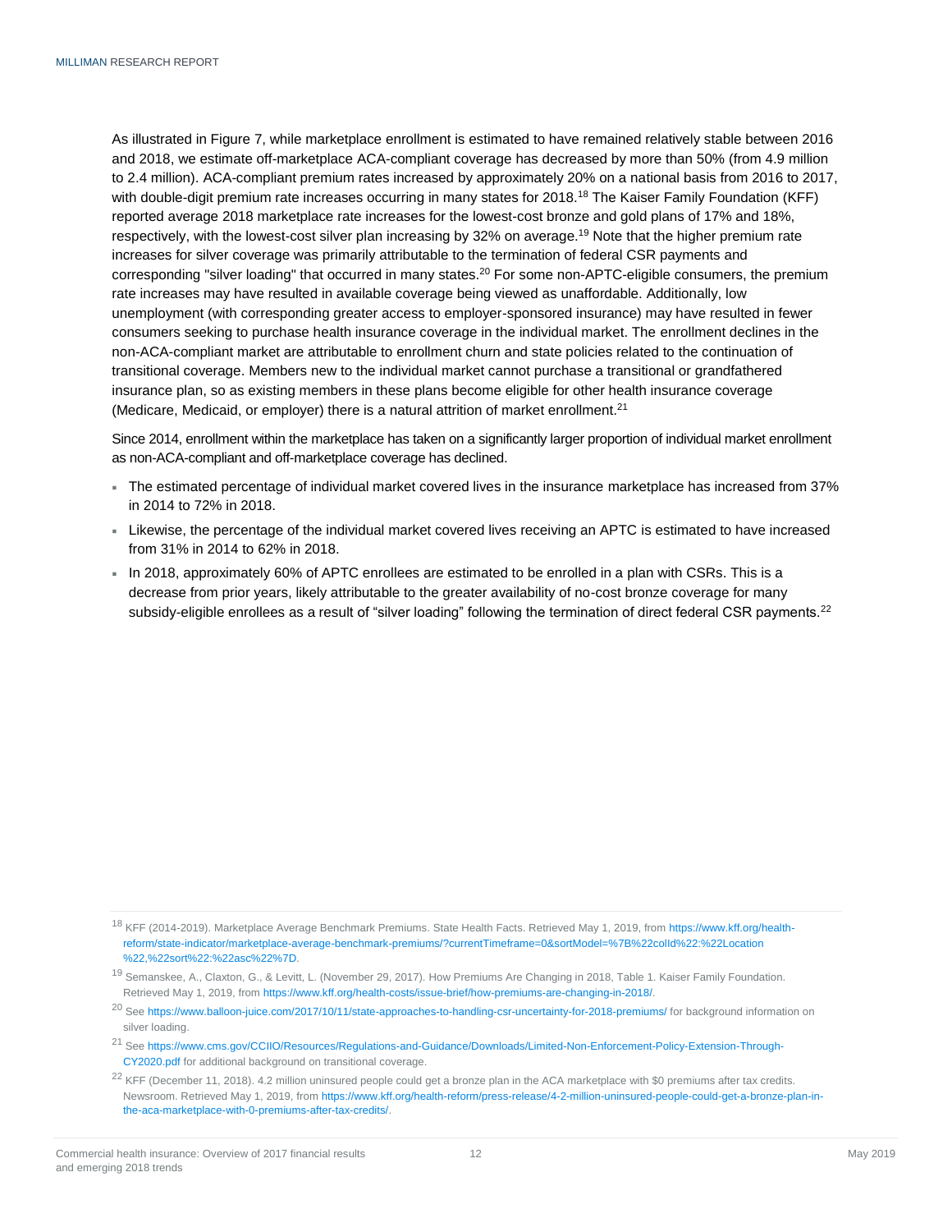As illustrated in Figure 7, while marketplace enrollment is estimated to have remained relatively stable between 2016 and 2018, we estimate off-marketplace ACA-compliant coverage has decreased by more than 50% (from 4.9 million to 2.4 million). ACA-compliant premium rates increased by approximately 20% on a national basis from 2016 to 2017, with double-digit premium rate increases occurring in many states for 2018.[18] The Kaiser Family Foundation (KFF) reported average 2018 marketplace rate increases for the lowest-cost bronze and gold plans of 17% and 18%, respectively, with the lowest-cost silver plan increasing by 32% on average.[19] Note that the higher premium rate increases for silver coverage was primarily attributable to the termination of federal CSR payments and corresponding "silver loading" that occurred in many states.[20] For some non-APTC-eligible consumers, the premium rate increases may have resulted in available coverage being viewed as unaffordable. Additionally, low unemployment (with corresponding greater access to employer-sponsored insurance) may have resulted in fewer consumers seeking to purchase health insurance coverage in the individual market. The enrollment declines in the non-ACA-compliant market are attributable to enrollment churn and state policies related to the continuation of transitional coverage. Members new to the individual market cannot purchase a transitional or grandfathered insurance plan, so as existing members in these plans become eligible for other health insurance coverage (Medicare, Medicaid, or employer) there is a natural attrition of market enrollment.[21]

Since 2014, enrollment within the marketplace has taken on a significantly larger proportion of individual market enrollment as non-ACA-compliant and off-marketplace coverage has declined.

- The estimated percentage of individual market covered lives in the insurance marketplace has increased from 37% in 2014 to 72% in 2018.
- Likewise, the percentage of the individual market covered lives receiving an APTC is estimated to have increased from 31% in 2014 to 62% in 2018.
- In 2018, approximately 60% of APTC enrollees are estimated to be enrolled in a plan with CSRs. This is a decrease from prior years, likely attributable to the greater availability of no-cost bronze coverage for many subsidy-eligible enrollees as a result of "silver loading" following the termination of direct federal CSR payments.[22]

---

[18] KFF (2014-2019). Marketplace Average Benchmark Premiums. State Health Facts. Retrieved May 1, 2019, from https://www.kff.org/health-reform/state-indicator/marketplace-average-benchmark-premiums/?currentTimeframe=0&sortModel=%7B%22colId%22:%22Location%22,%22sort%22:%22asc%22%7D.

[19] Semanskee, A., Claxton, G., & Levitt, L. (November 29, 2017). How Premiums Are Changing in 2018, Table 1. Kaiser Family Foundation. Retrieved May 1, 2019, from https://www.kff.org/health-costs/issue-brief/how-premiums-are-changing-in-2018/.

[20] See https://www.balloon-juice.com/2017/10/11/state-approaches-to-handling-csr-uncertainty-for-2018-premiums/ for background information on silver loading.

[21] See https://www.cms.gov/CCIIO/Resources/Regulations-and-Guidance/Downloads/Limited-Non-Enforcement-Policy-Extension-Through-CY2020.pdf for additional background on transitional coverage.

[22] KFF (December 11, 2018). 4.2 million uninsured people could get a bronze plan in the ACA marketplace with $0 premiums after tax credits. Newsroom. Retrieved May 1, 2019, from https://www.kff.org/health-reform/press-release/4-2-million-uninsured-people-could-get-a-bronze-plan-in-the-aca-marketplace-with-0-premiums-after-tax-credits/.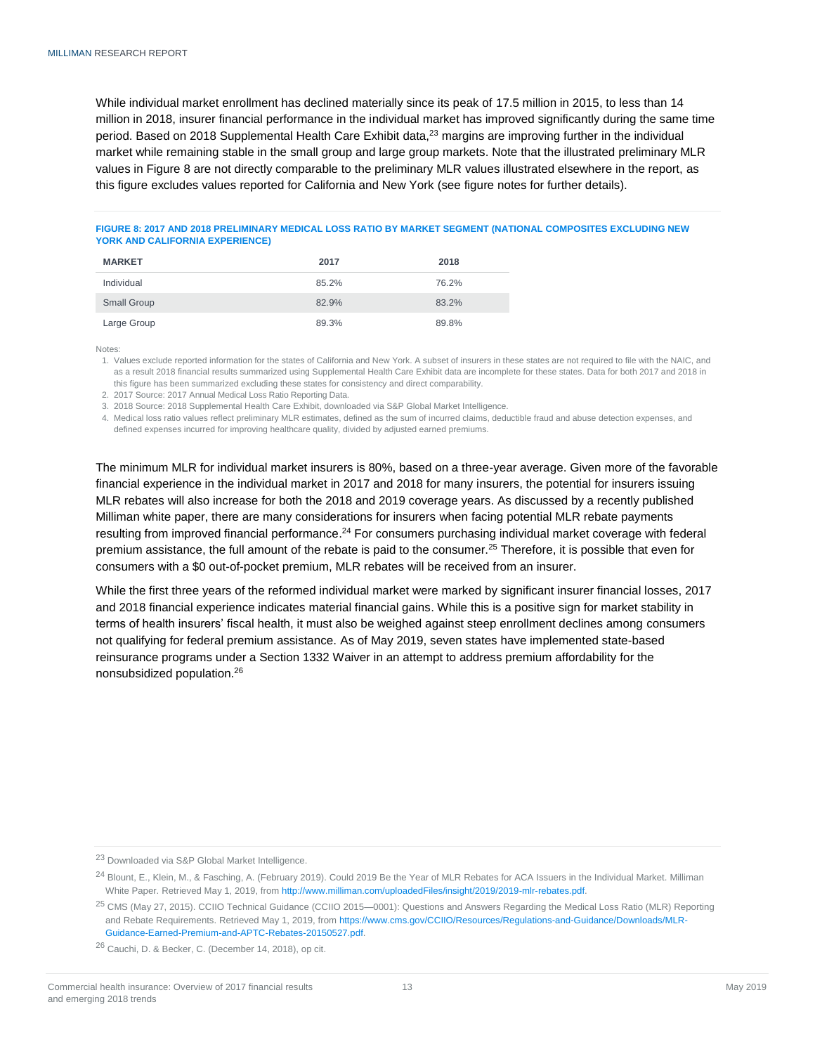While individual market enrollment has declined materially since its peak of 17.5 million in 2015, to less than 14 million in 2018, insurer financial performance in the individual market has improved significantly during the same time period. Based on 2018 Supplemental Health Care Exhibit data,[23] margins are improving further in the individual market while remaining stable in the small group and large group markets. Note that the illustrated preliminary MLR values in Figure 8 are not directly comparable to the preliminary MLR values illustrated elsewhere in the report, as this figure excludes values reported for California and New York (see figure notes for further details).

**FIGURE 8: 2017 AND 2018 PRELIMINARY MEDICAL LOSS RATIO BY MARKET SEGMENT (NATIONAL COMPOSITES EXCLUDING NEW YORK AND CALIFORNIA EXPERIENCE)**

| MARKET | 2017 | 2018 |
|---|---|---|
| Individual | 85.2% | 76.2% |
| Small Group | 82.9% | 83.2% |
| Large Group | 89.3% | 89.8% |

Notes:

1. Values exclude reported information for the states of California and New York. A subset of insurers in these states are not required to file with the NAIC, and as a result 2018 financial results summarized using Supplemental Health Care Exhibit data are incomplete for these states. Data for both 2017 and 2018 in this figure has been summarized excluding these states for consistency and direct comparability.
2. 2017 Source: 2017 Annual Medical Loss Ratio Reporting Data.
3. 2018 Source: 2018 Supplemental Health Care Exhibit, downloaded via S&P Global Market Intelligence.
4. Medical loss ratio values reflect preliminary MLR estimates, defined as the sum of incurred claims, deductible fraud and abuse detection expenses, and defined expenses incurred for improving healthcare quality, divided by adjusted earned premiums.

The minimum MLR for individual market insurers is 80%, based on a three-year average. Given more of the favorable financial experience in the individual market in 2017 and 2018 for many insurers, the potential for insurers issuing MLR rebates will also increase for both the 2018 and 2019 coverage years. As discussed by a recently published Milliman white paper, there are many considerations for insurers when facing potential MLR rebate payments resulting from improved financial performance.[24] For consumers purchasing individual market coverage with federal premium assistance, the full amount of the rebate is paid to the consumer.[25] Therefore, it is possible that even for consumers with a $0 out-of-pocket premium, MLR rebates will be received from an insurer.

While the first three years of the reformed individual market were marked by significant insurer financial losses, 2017 and 2018 financial experience indicates material financial gains. While this is a positive sign for market stability in terms of health insurers' fiscal health, it must also be weighed against steep enrollment declines among consumers not qualifying for federal premium assistance. As of May 2019, seven states have implemented state-based reinsurance programs under a Section 1332 Waiver in an attempt to address premium affordability for the nonsubsidized population.[26]

---

[23] Downloaded via S&P Global Market Intelligence.

[24] Blount, E., Klein, M., & Fasching, A. (February 2019). Could 2019 Be the Year of MLR Rebates for ACA Issuers in the Individual Market. Milliman White Paper. Retrieved May 1, 2019, from http://www.milliman.com/uploadedFiles/insight/2019/2019-mlr-rebates.pdf.

[25] CMS (May 27, 2015). CCIIO Technical Guidance (CCIIO 2015—0001): Questions and Answers Regarding the Medical Loss Ratio (MLR) Reporting and Rebate Requirements. Retrieved May 1, 2019, from https://www.cms.gov/CCIIO/Resources/Regulations-and-Guidance/Downloads/MLR-Guidance-Earned-Premium-and-APTC-Rebates-20150527.pdf.

[26] Cauchi, D. & Becker, C. (December 14, 2018), op cit.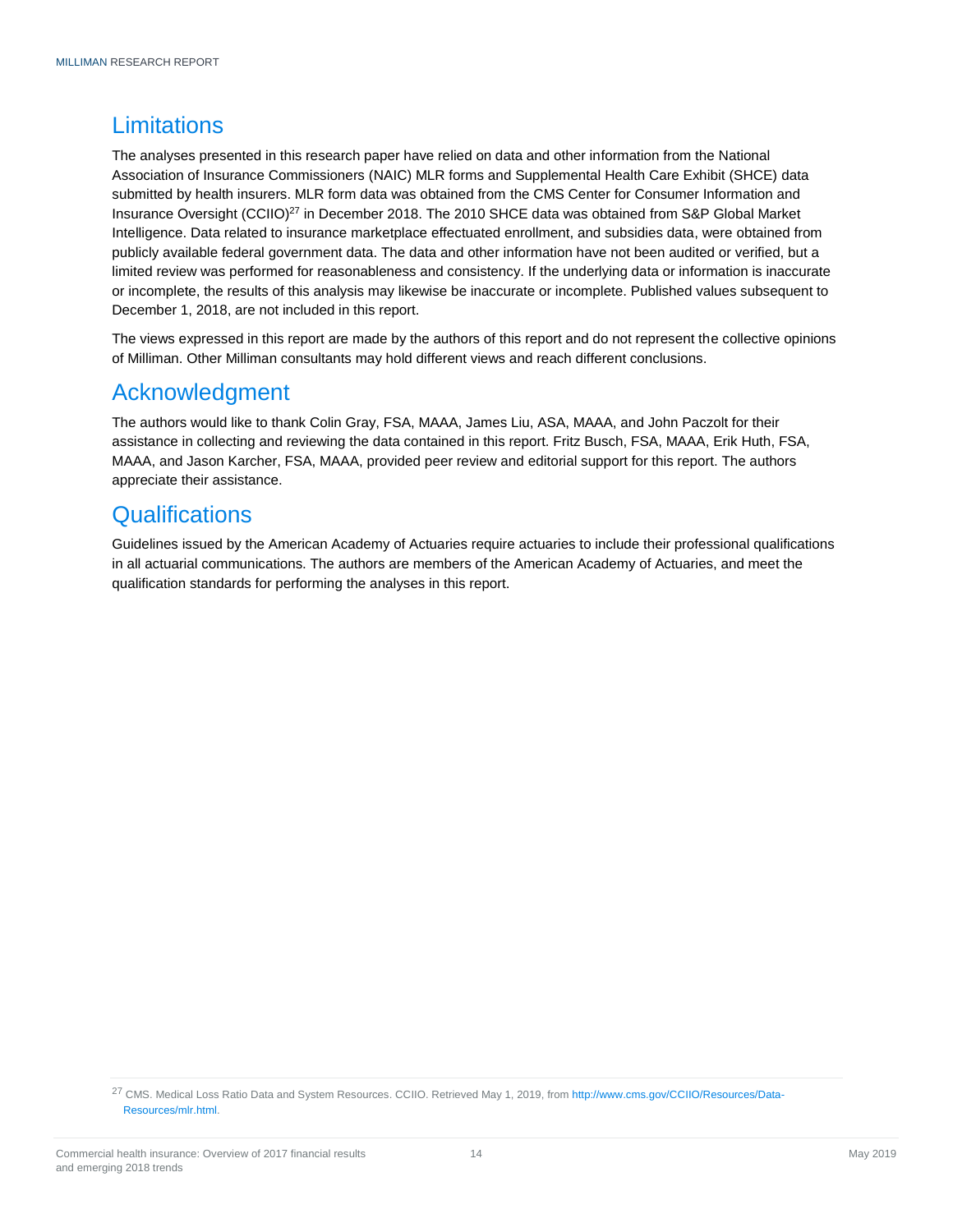## Limitations

The analyses presented in this research paper have relied on data and other information from the National Association of Insurance Commissioners (NAIC) MLR forms and Supplemental Health Care Exhibit (SHCE) data submitted by health insurers. MLR form data was obtained from the CMS Center for Consumer Information and Insurance Oversight (CCIIO)[27] in December 2018. The 2010 SHCE data was obtained from S&P Global Market Intelligence. Data related to insurance marketplace effectuated enrollment, and subsidies data, were obtained from publicly available federal government data. The data and other information have not been audited or verified, but a limited review was performed for reasonableness and consistency. If the underlying data or information is inaccurate or incomplete, the results of this analysis may likewise be inaccurate or incomplete. Published values subsequent to December 1, 2018, are not included in this report.

The views expressed in this report are made by the authors of this report and do not represent the collective opinions of Milliman. Other Milliman consultants may hold different views and reach different conclusions.

## Acknowledgment

The authors would like to thank Colin Gray, FSA, MAAA, James Liu, ASA, MAAA, and John Paczolt for their assistance in collecting and reviewing the data contained in this report. Fritz Busch, FSA, MAAA, Erik Huth, FSA, MAAA, and Jason Karcher, FSA, MAAA, provided peer review and editorial support for this report. The authors appreciate their assistance.

## Qualifications

Guidelines issued by the American Academy of Actuaries require actuaries to include their professional qualifications in all actuarial communications. The authors are members of the American Academy of Actuaries, and meet the qualification standards for performing the analyses in this report.

[27] CMS. Medical Loss Ratio Data and System Resources. CCIIO. Retrieved May 1, 2019, from http://www.cms.gov/CCIIO/Resources/Data-Resources/mlr.html.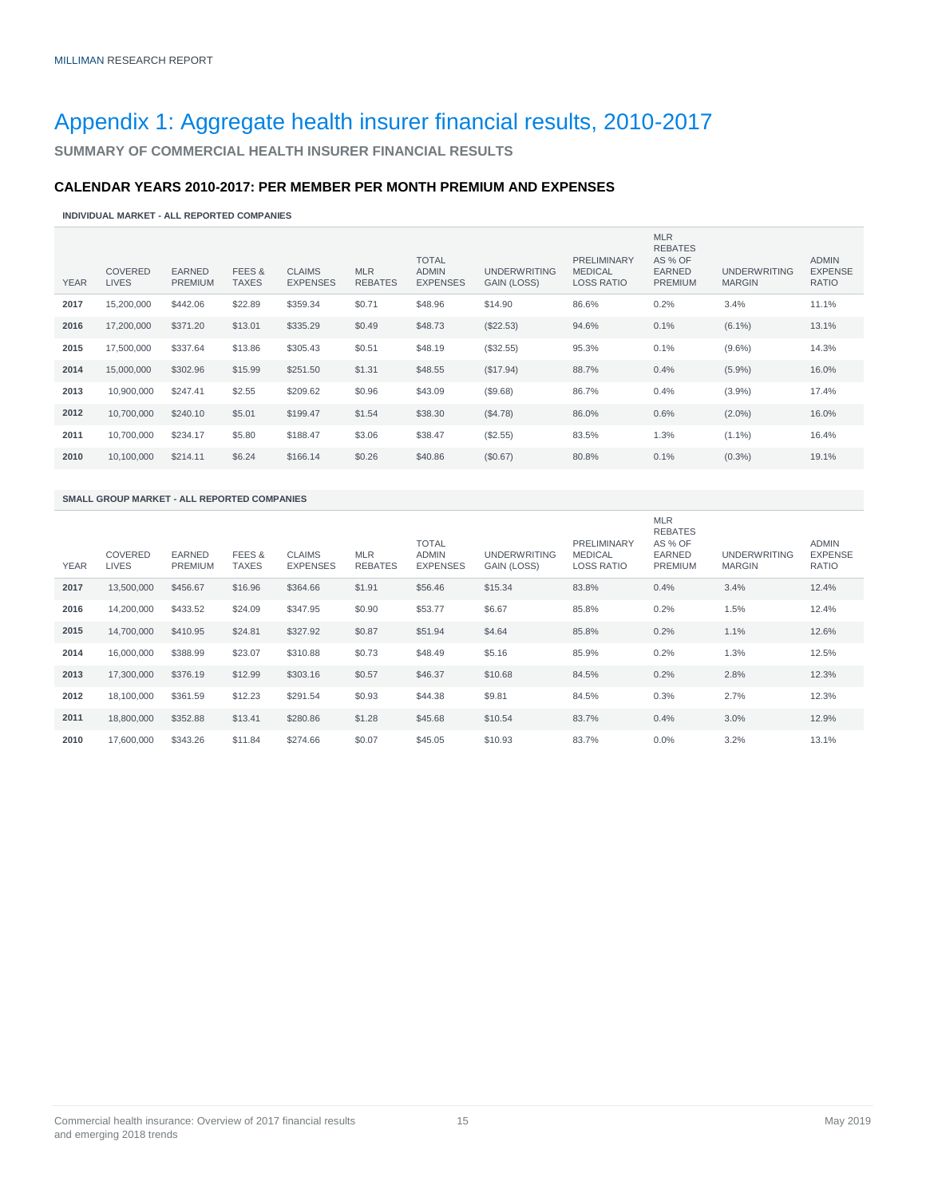# Appendix 1: Aggregate health insurer financial results, 2010-2017

**SUMMARY OF COMMERCIAL HEALTH INSURER FINANCIAL RESULTS**

## CALENDAR YEARS 2010-2017: PER MEMBER PER MONTH PREMIUM AND EXPENSES

**INDIVIDUAL MARKET - ALL REPORTED COMPANIES**

| YEAR | COVERED LIVES | EARNED PREMIUM | FEES & TAXES | CLAIMS EXPENSES | MLR REBATES | TOTAL ADMIN EXPENSES | UNDERWRITING GAIN (LOSS) | PRELIMINARY MEDICAL LOSS RATIO | MLR REBATES AS % OF EARNED PREMIUM | UNDERWRITING MARGIN | ADMIN EXPENSE RATIO |
|---|---|---|---|---|---|---|---|---|---|---|---|
| **2017** | 15,200,000 | $442.06 | $22.89 | $359.34 | $0.71 | $48.96 | $14.90 | 86.6% | 0.2% | 3.4% | 11.1% |
| **2016** | 17,200,000 | $371.20 | $13.01 | $335.29 | $0.49 | $48.73 | ($22.53) | 94.6% | 0.1% | (6.1%) | 13.1% |
| **2015** | 17,500,000 | $337.64 | $13.86 | $305.43 | $0.51 | $48.19 | ($32.55) | 95.3% | 0.1% | (9.6%) | 14.3% |
| **2014** | 15,000,000 | $302.96 | $15.99 | $251.50 | $1.31 | $48.55 | ($17.94) | 88.7% | 0.4% | (5.9%) | 16.0% |
| **2013** | 10,900,000 | $247.41 | $2.55 | $209.62 | $0.96 | $43.09 | ($9.68) | 86.7% | 0.4% | (3.9%) | 17.4% |
| **2012** | 10,700,000 | $240.10 | $5.01 | $199.47 | $1.54 | $38.30 | ($4.78) | 86.0% | 0.6% | (2.0%) | 16.0% |
| **2011** | 10,700,000 | $234.17 | $5.80 | $188.47 | $3.06 | $38.47 | ($2.55) | 83.5% | 1.3% | (1.1%) | 16.4% |
| **2010** | 10,100,000 | $214.11 | $6.24 | $166.14 | $0.26 | $40.86 | ($0.67) | 80.8% | 0.1% | (0.3%) | 19.1% |

**SMALL GROUP MARKET - ALL REPORTED COMPANIES**

| YEAR | COVERED LIVES | EARNED PREMIUM | FEES & TAXES | CLAIMS EXPENSES | MLR REBATES | TOTAL ADMIN EXPENSES | UNDERWRITING GAIN (LOSS) | PRELIMINARY MEDICAL LOSS RATIO | MLR REBATES AS % OF EARNED PREMIUM | UNDERWRITING MARGIN | ADMIN EXPENSE RATIO |
|---|---|---|---|---|---|---|---|---|---|---|---|
| **2017** | 13,500,000 | $456.67 | $16.96 | $364.66 | $1.91 | $56.46 | $15.34 | 83.8% | 0.4% | 3.4% | 12.4% |
| **2016** | 14,200,000 | $433.52 | $24.09 | $347.95 | $0.90 | $53.77 | $6.67 | 85.8% | 0.2% | 1.5% | 12.4% |
| **2015** | 14,700,000 | $410.95 | $24.81 | $327.92 | $0.87 | $51.94 | $4.64 | 85.8% | 0.2% | 1.1% | 12.6% |
| **2014** | 16,000,000 | $388.99 | $23.07 | $310.88 | $0.73 | $48.49 | $5.16 | 85.9% | 0.2% | 1.3% | 12.5% |
| **2013** | 17,300,000 | $376.19 | $12.99 | $303.16 | $0.57 | $46.37 | $10.68 | 84.5% | 0.2% | 2.8% | 12.3% |
| **2012** | 18,100,000 | $361.59 | $12.23 | $291.54 | $0.93 | $44.38 | $9.81 | 84.5% | 0.3% | 2.7% | 12.3% |
| **2011** | 18,800,000 | $352.88 | $13.41 | $280.86 | $1.28 | $45.68 | $10.54 | 83.7% | 0.4% | 3.0% | 12.9% |
| **2010** | 17,600,000 | $343.26 | $11.84 | $274.66 | $0.07 | $45.05 | $10.93 | 83.7% | 0.0% | 3.2% | 13.1% |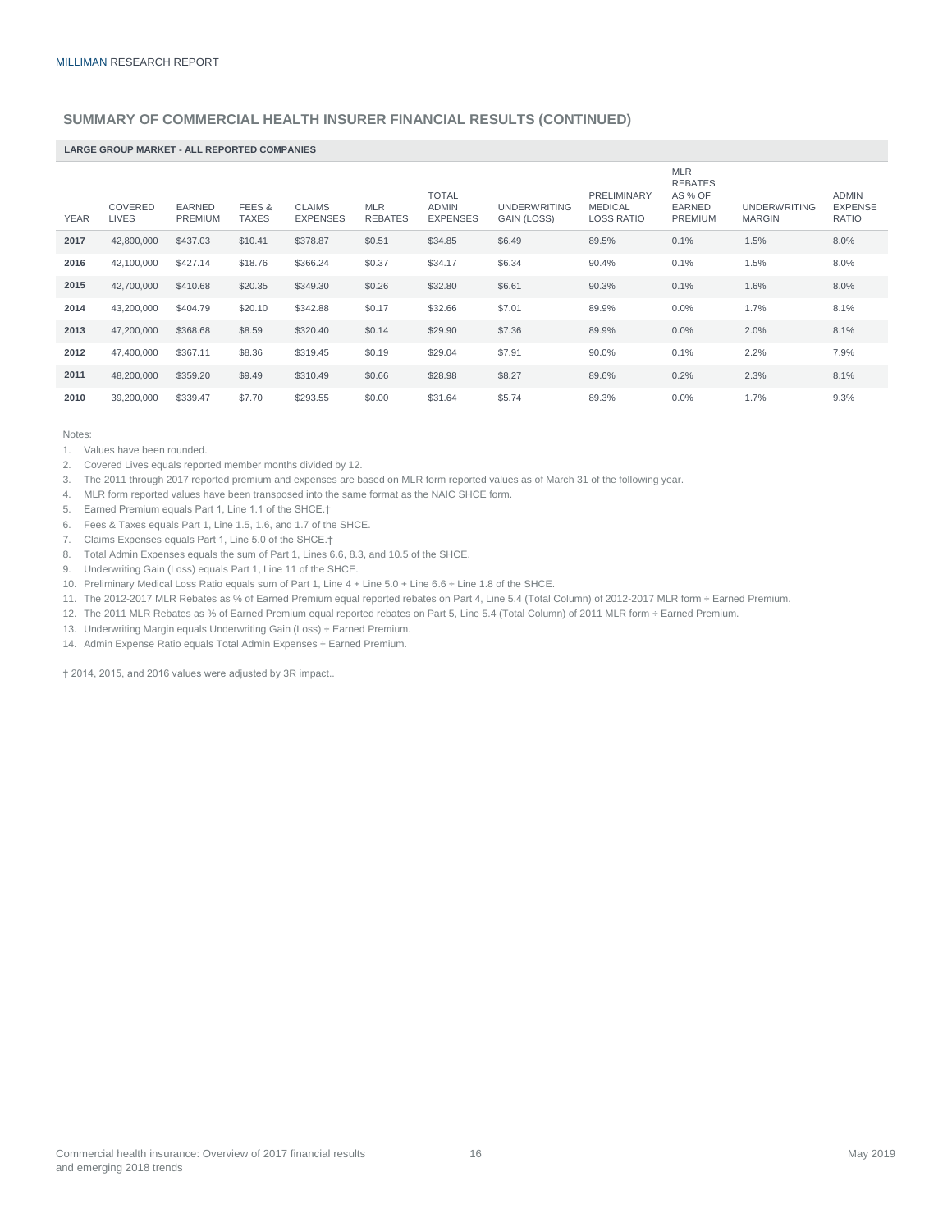## SUMMARY OF COMMERCIAL HEALTH INSURER FINANCIAL RESULTS (CONTINUED)

**LARGE GROUP MARKET - ALL REPORTED COMPANIES**

| YEAR | COVERED LIVES | EARNED PREMIUM | FEES & TAXES | CLAIMS EXPENSES | MLR REBATES | TOTAL ADMIN EXPENSES | UNDERWRITING GAIN (LOSS) | PRELIMINARY MEDICAL LOSS RATIO | MLR REBATES AS % OF EARNED PREMIUM | UNDERWRITING MARGIN | ADMIN EXPENSE RATIO |
|---|---|---|---|---|---|---|---|---|---|---|---|
| **2017** | 42,800,000 | $437.03 | $10.41 | $378.87 | $0.51 | $34.85 | $6.49 | 89.5% | 0.1% | 1.5% | 8.0% |
| **2016** | 42,100,000 | $427.14 | $18.76 | $366.24 | $0.37 | $34.17 | $6.34 | 90.4% | 0.1% | 1.5% | 8.0% |
| **2015** | 42,700,000 | $410.68 | $20.35 | $349.30 | $0.26 | $32.80 | $6.61 | 90.3% | 0.1% | 1.6% | 8.0% |
| **2014** | 43,200,000 | $404.79 | $20.10 | $342.88 | $0.17 | $32.66 | $7.01 | 89.9% | 0.0% | 1.7% | 8.1% |
| **2013** | 47,200,000 | $368.68 | $8.59 | $320.40 | $0.14 | $29.90 | $7.36 | 89.9% | 0.0% | 2.0% | 8.1% |
| **2012** | 47,400,000 | $367.11 | $8.36 | $319.45 | $0.19 | $29.04 | $7.91 | 90.0% | 0.1% | 2.2% | 7.9% |
| **2011** | 48,200,000 | $359.20 | $9.49 | $310.49 | $0.66 | $28.98 | $8.27 | 89.6% | 0.2% | 2.3% | 8.1% |
| **2010** | 39,200,000 | $339.47 | $7.70 | $293.55 | $0.00 | $31.64 | $5.74 | 89.3% | 0.0% | 1.7% | 9.3% |

Notes:

1. Values have been rounded.
2. Covered Lives equals reported member months divided by 12.
3. The 2011 through 2017 reported premium and expenses are based on MLR form reported values as of March 31 of the following year.
4. MLR form reported values have been transposed into the same format as the NAIC SHCE form.
5. Earned Premium equals Part 1, Line 1.1 of the SHCE.†
6. Fees & Taxes equals Part 1, Line 1.5, 1.6, and 1.7 of the SHCE.
7. Claims Expenses equals Part 1, Line 5.0 of the SHCE.†
8. Total Admin Expenses equals the sum of Part 1, Lines 6.6, 8.3, and 10.5 of the SHCE.
9. Underwriting Gain (Loss) equals Part 1, Line 11 of the SHCE.
10. Preliminary Medical Loss Ratio equals sum of Part 1, Line 4 + Line 5.0 + Line 6.6 ÷ Line 1.8 of the SHCE.
11. The 2012-2017 MLR Rebates as % of Earned Premium equal reported rebates on Part 4, Line 5.4 (Total Column) of 2012-2017 MLR form ÷ Earned Premium.
12. The 2011 MLR Rebates as % of Earned Premium equal reported rebates on Part 5, Line 5.4 (Total Column) of 2011 MLR form ÷ Earned Premium.
13. Underwriting Margin equals Underwriting Gain (Loss) ÷ Earned Premium.
14. Admin Expense Ratio equals Total Admin Expenses ÷ Earned Premium.

† 2014, 2015, and 2016 values were adjusted by 3R impact..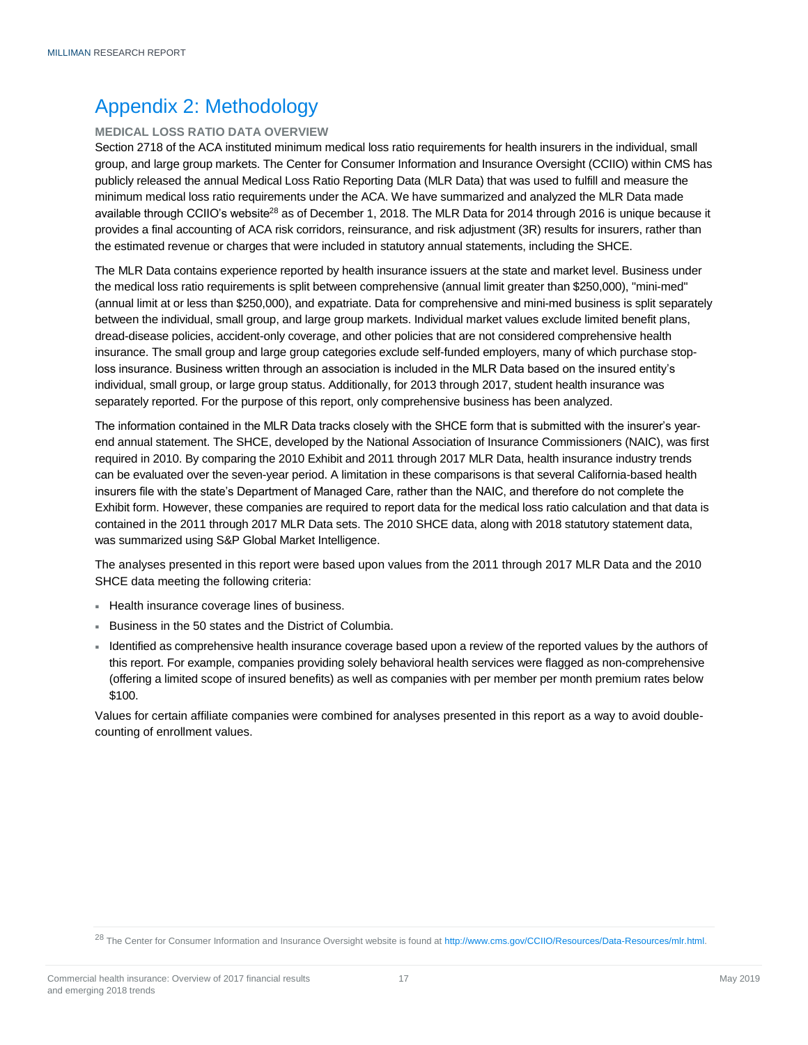# Appendix 2: Methodology

### MEDICAL LOSS RATIO DATA OVERVIEW

Section 2718 of the ACA instituted minimum medical loss ratio requirements for health insurers in the individual, small group, and large group markets. The Center for Consumer Information and Insurance Oversight (CCIIO) within CMS has publicly released the annual Medical Loss Ratio Reporting Data (MLR Data) that was used to fulfill and measure the minimum medical loss ratio requirements under the ACA. We have summarized and analyzed the MLR Data made available through CCIIO's website[28] as of December 1, 2018. The MLR Data for 2014 through 2016 is unique because it provides a final accounting of ACA risk corridors, reinsurance, and risk adjustment (3R) results for insurers, rather than the estimated revenue or charges that were included in statutory annual statements, including the SHCE.

The MLR Data contains experience reported by health insurance issuers at the state and market level. Business under the medical loss ratio requirements is split between comprehensive (annual limit greater than $250,000), "mini-med" (annual limit at or less than $250,000), and expatriate. Data for comprehensive and mini-med business is split separately between the individual, small group, and large group markets. Individual market values exclude limited benefit plans, dread-disease policies, accident-only coverage, and other policies that are not considered comprehensive health insurance. The small group and large group categories exclude self-funded employers, many of which purchase stop-loss insurance. Business written through an association is included in the MLR Data based on the insured entity's individual, small group, or large group status. Additionally, for 2013 through 2017, student health insurance was separately reported. For the purpose of this report, only comprehensive business has been analyzed.

The information contained in the MLR Data tracks closely with the SHCE form that is submitted with the insurer's year-end annual statement. The SHCE, developed by the National Association of Insurance Commissioners (NAIC), was first required in 2010. By comparing the 2010 Exhibit and 2011 through 2017 MLR Data, health insurance industry trends can be evaluated over the seven-year period. A limitation in these comparisons is that several California-based health insurers file with the state's Department of Managed Care, rather than the NAIC, and therefore do not complete the Exhibit form. However, these companies are required to report data for the medical loss ratio calculation and that data is contained in the 2011 through 2017 MLR Data sets. The 2010 SHCE data, along with 2018 statutory statement data, was summarized using S&P Global Market Intelligence.

The analyses presented in this report were based upon values from the 2011 through 2017 MLR Data and the 2010 SHCE data meeting the following criteria:

- Health insurance coverage lines of business.
- Business in the 50 states and the District of Columbia.
- Identified as comprehensive health insurance coverage based upon a review of the reported values by the authors of this report. For example, companies providing solely behavioral health services were flagged as non-comprehensive (offering a limited scope of insured benefits) as well as companies with per member per month premium rates below $100.

Values for certain affiliate companies were combined for analyses presented in this report as a way to avoid double-counting of enrollment values.

[28] The Center for Consumer Information and Insurance Oversight website is found at http://www.cms.gov/CCIIO/Resources/Data-Resources/mlr.html.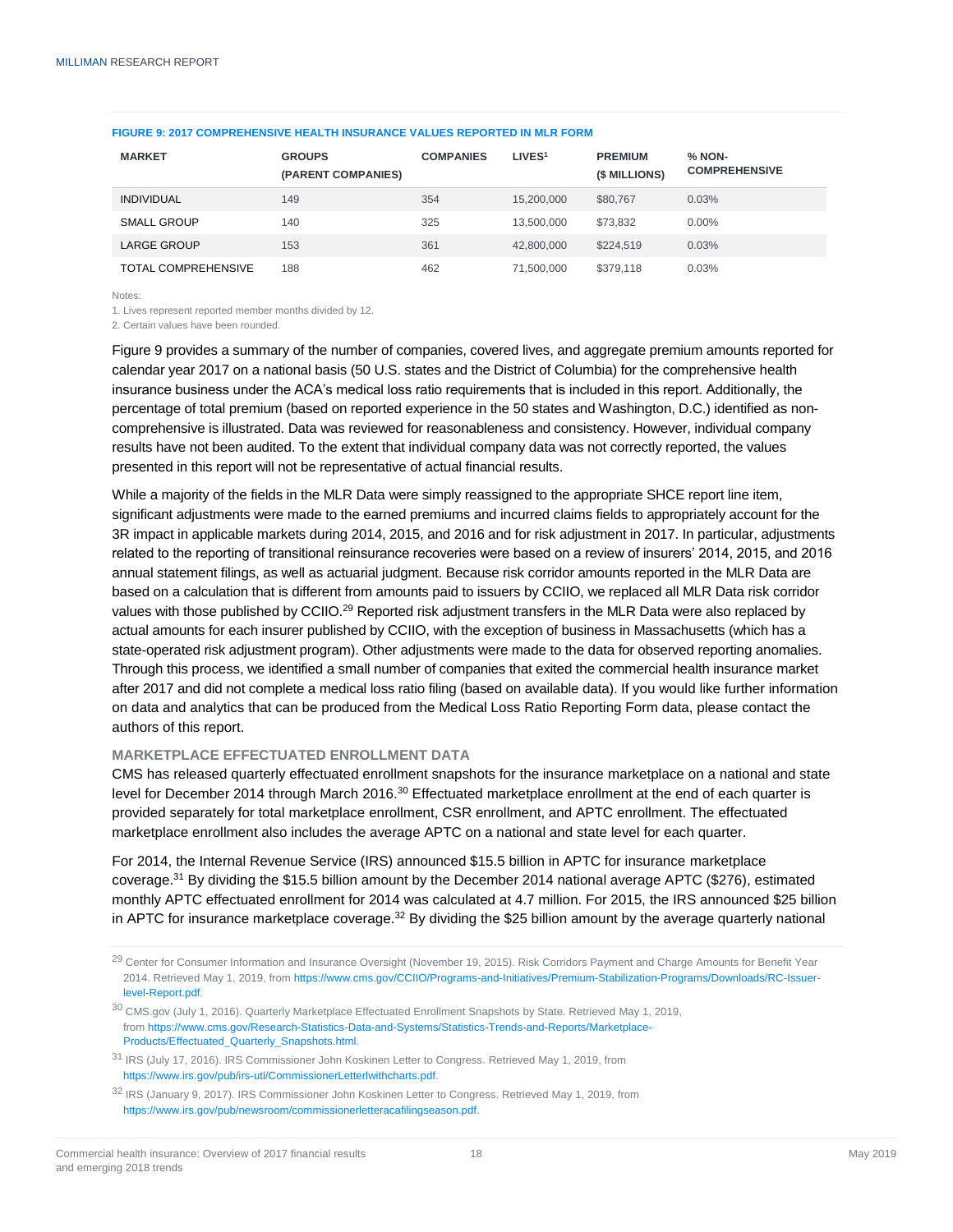**FIGURE 9: 2017 COMPREHENSIVE HEALTH INSURANCE VALUES REPORTED IN MLR FORM**

| MARKET | GROUPS (PARENT COMPANIES) | COMPANIES | LIVES[1] | PREMIUM ($ MILLIONS) | % NON-COMPREHENSIVE |
|---|---|---|---|---|---|
| INDIVIDUAL | 149 | 354 | 15,200,000 | $80,767 | 0.03% |
| SMALL GROUP | 140 | 325 | 13,500,000 | $73,832 | 0.00% |
| LARGE GROUP | 153 | 361 | 42,800,000 | $224,519 | 0.03% |
| TOTAL COMPREHENSIVE | 188 | 462 | 71,500,000 | $379,118 | 0.03% |

Notes:

1. Lives represent reported member months divided by 12.
2. Certain values have been rounded.

Figure 9 provides a summary of the number of companies, covered lives, and aggregate premium amounts reported for calendar year 2017 on a national basis (50 U.S. states and the District of Columbia) for the comprehensive health insurance business under the ACA's medical loss ratio requirements that is included in this report. Additionally, the percentage of total premium (based on reported experience in the 50 states and Washington, D.C.) identified as non-comprehensive is illustrated. Data was reviewed for reasonableness and consistency. However, individual company results have not been audited. To the extent that individual company data was not correctly reported, the values presented in this report will not be representative of actual financial results.

While a majority of the fields in the MLR Data were simply reassigned to the appropriate SHCE report line item, significant adjustments were made to the earned premiums and incurred claims fields to appropriately account for the 3R impact in applicable markets during 2014, 2015, and 2016 and for risk adjustment in 2017. In particular, adjustments related to the reporting of transitional reinsurance recoveries were based on a review of insurers' 2014, 2015, and 2016 annual statement filings, as well as actuarial judgment. Because risk corridor amounts reported in the MLR Data are based on a calculation that is different from amounts paid to issuers by CCIIO, we replaced all MLR Data risk corridor values with those published by CCIIO.[29] Reported risk adjustment transfers in the MLR Data were also replaced by actual amounts for each insurer published by CCIIO, with the exception of business in Massachusetts (which has a state-operated risk adjustment program). Other adjustments were made to the data for observed reporting anomalies. Through this process, we identified a small number of companies that exited the commercial health insurance market after 2017 and did not complete a medical loss ratio filing (based on available data). If you would like further information on data and analytics that can be produced from the Medical Loss Ratio Reporting Form data, please contact the authors of this report.

### MARKETPLACE EFFECTUATED ENROLLMENT DATA

CMS has released quarterly effectuated enrollment snapshots for the insurance marketplace on a national and state level for December 2014 through March 2016.[30] Effectuated marketplace enrollment at the end of each quarter is provided separately for total marketplace enrollment, CSR enrollment, and APTC enrollment. The effectuated marketplace enrollment also includes the average APTC on a national and state level for each quarter.

For 2014, the Internal Revenue Service (IRS) announced $15.5 billion in APTC for insurance marketplace coverage.[31] By dividing the $15.5 billion amount by the December 2014 national average APTC ($276), estimated monthly APTC effectuated enrollment for 2014 was calculated at 4.7 million. For 2015, the IRS announced $25 billion in APTC for insurance marketplace coverage.[32] By dividing the $25 billion amount by the average quarterly national

---

[29] Center for Consumer Information and Insurance Oversight (November 19, 2015). Risk Corridors Payment and Charge Amounts for Benefit Year 2014. Retrieved May 1, 2019, from https://www.cms.gov/CCIIO/Programs-and-Initiatives/Premium-Stabilization-Programs/Downloads/RC-Issuer-level-Report.pdf.

[30] CMS.gov (July 1, 2016). Quarterly Marketplace Effectuated Enrollment Snapshots by State. Retrieved May 1, 2019, from https://www.cms.gov/Research-Statistics-Data-and-Systems/Statistics-Trends-and-Reports/Marketplace-Products/Effectuated_Quarterly_Snapshots.html.

[31] IRS (July 17, 2016). IRS Commissioner John Koskinen Letter to Congress. Retrieved May 1, 2019, from https://www.irs.gov/pub/irs-utl/CommissionerLetterlwithcharts.pdf.

[32] IRS (January 9, 2017). IRS Commissioner John Koskinen Letter to Congress. Retrieved May 1, 2019, from https://www.irs.gov/pub/newsroom/commissionerletteracafilingseason.pdf.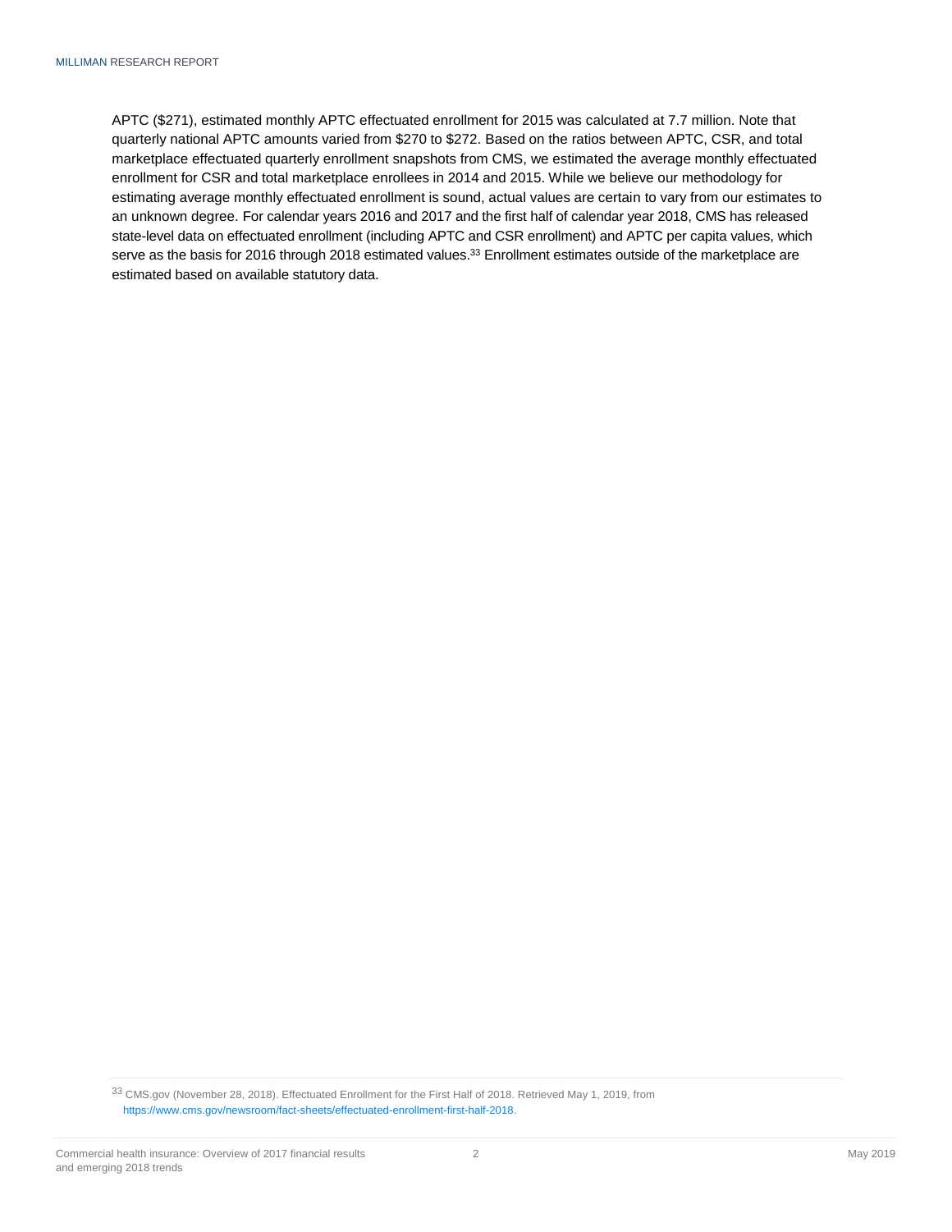APTC ($271), estimated monthly APTC effectuated enrollment for 2015 was calculated at 7.7 million. Note that quarterly national APTC amounts varied from $270 to $272. Based on the ratios between APTC, CSR, and total marketplace effectuated quarterly enrollment snapshots from CMS, we estimated the average monthly effectuated enrollment for CSR and total marketplace enrollees in 2014 and 2015. While we believe our methodology for estimating average monthly effectuated enrollment is sound, actual values are certain to vary from our estimates to an unknown degree. For calendar years 2016 and 2017 and the first half of calendar year 2018, CMS has released state-level data on effectuated enrollment (including APTC and CSR enrollment) and APTC per capita values, which serve as the basis for 2016 through 2018 estimated values.[33] Enrollment estimates outside of the marketplace are estimated based on available statutory data.

---

[33] CMS.gov (November 28, 2018). Effectuated Enrollment for the First Half of 2018. Retrieved May 1, 2019, from https://www.cms.gov/newsroom/fact-sheets/effectuated-enrollment-first-half-2018.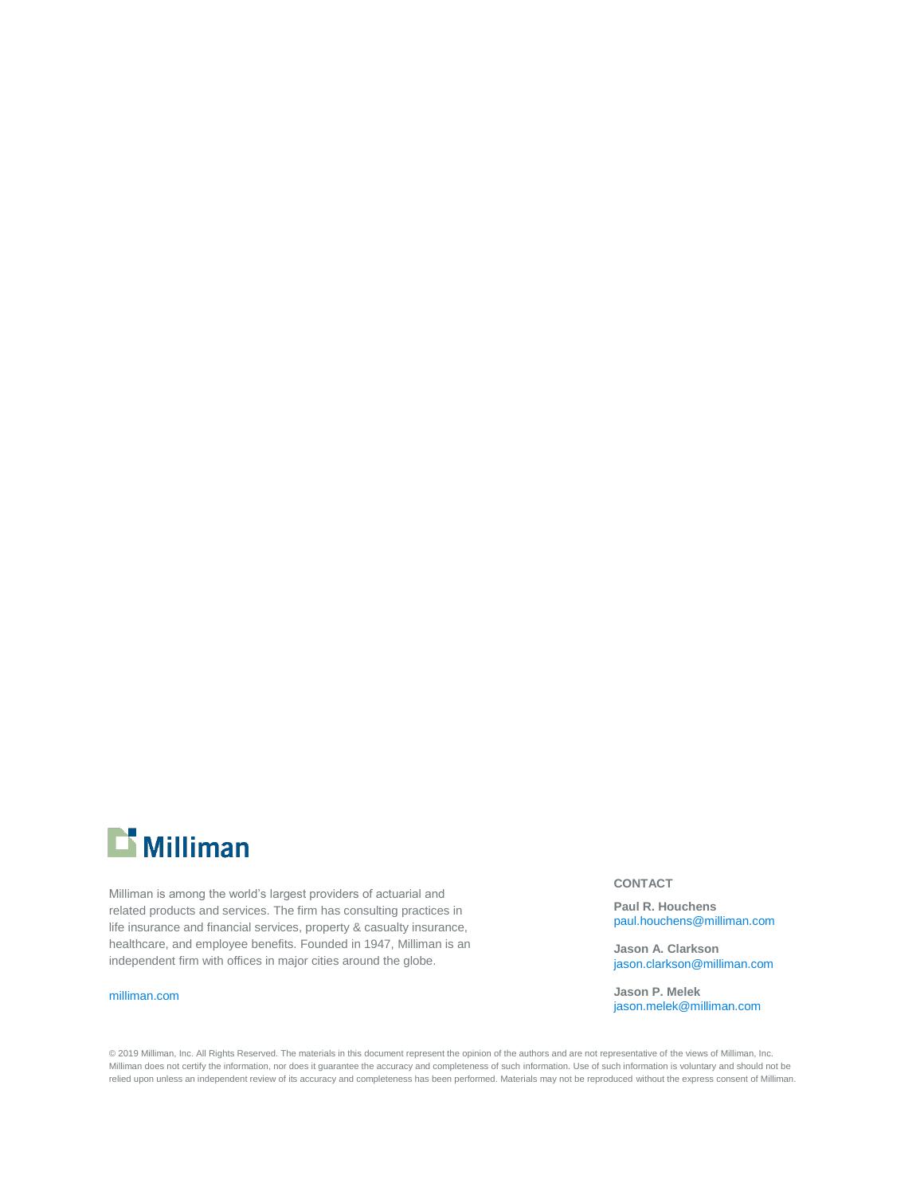Milliman

Milliman is among the world's largest providers of actuarial and related products and services. The firm has consulting practices in life insurance and financial services, property & casualty insurance, healthcare, and employee benefits. Founded in 1947, Milliman is an independent firm with offices in major cities around the globe.

milliman.com

**CONTACT**

**Paul R. Houchens**
paul.houchens@milliman.com

**Jason A. Clarkson**
jason.clarkson@milliman.com

**Jason P. Melek**
jason.melek@milliman.com

© 2019 Milliman, Inc. All Rights Reserved. The materials in this document represent the opinion of the authors and are not representative of the views of Milliman, Inc. Milliman does not certify the information, nor does it guarantee the accuracy and completeness of such information. Use of such information is voluntary and should not be relied upon unless an independent review of its accuracy and completeness has been performed. Materials may not be reproduced without the express consent of Milliman.